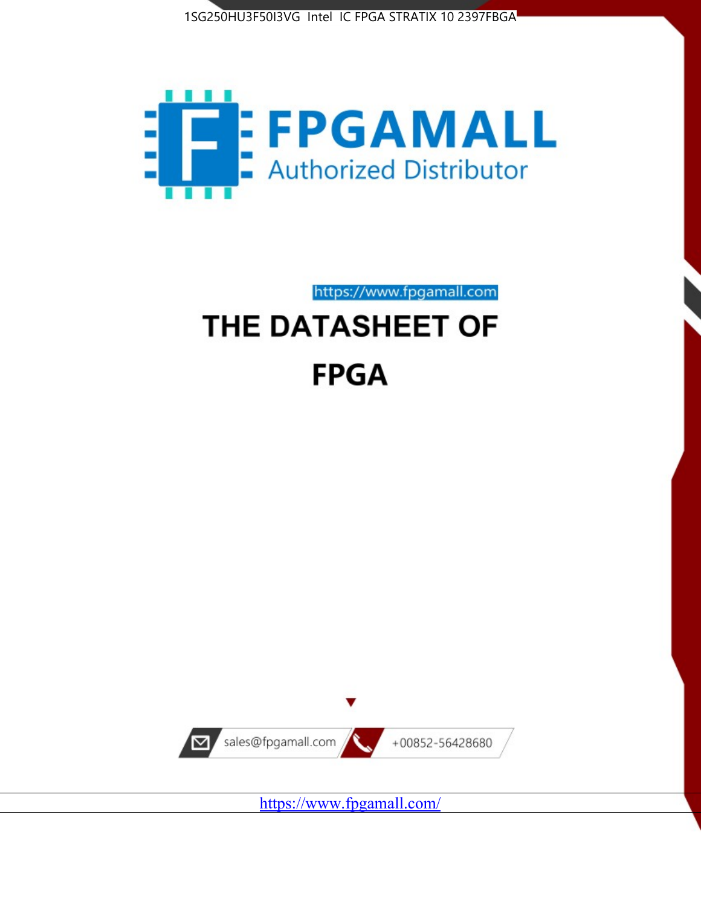1SG250HU3F50I3VG Intel IC FPGA STRATIX 10 2397FBGA

FPGAMALL

Authorized Distributor

https://www.fpgamall.com

# THE DATASHEET OF

# FPGA

sales@fpgamall.com

+00852-56428680

https://www.fpgamall.com/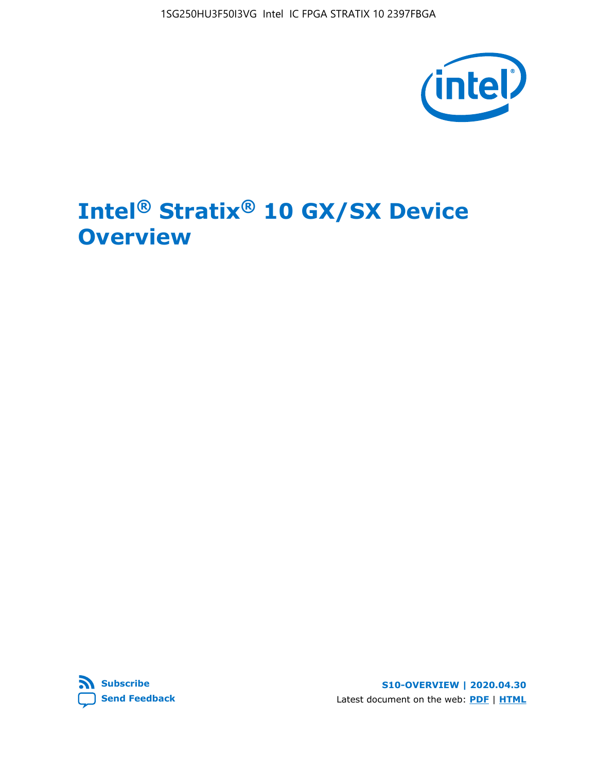# Intel® Stratix® 10 GX/SX Device Overview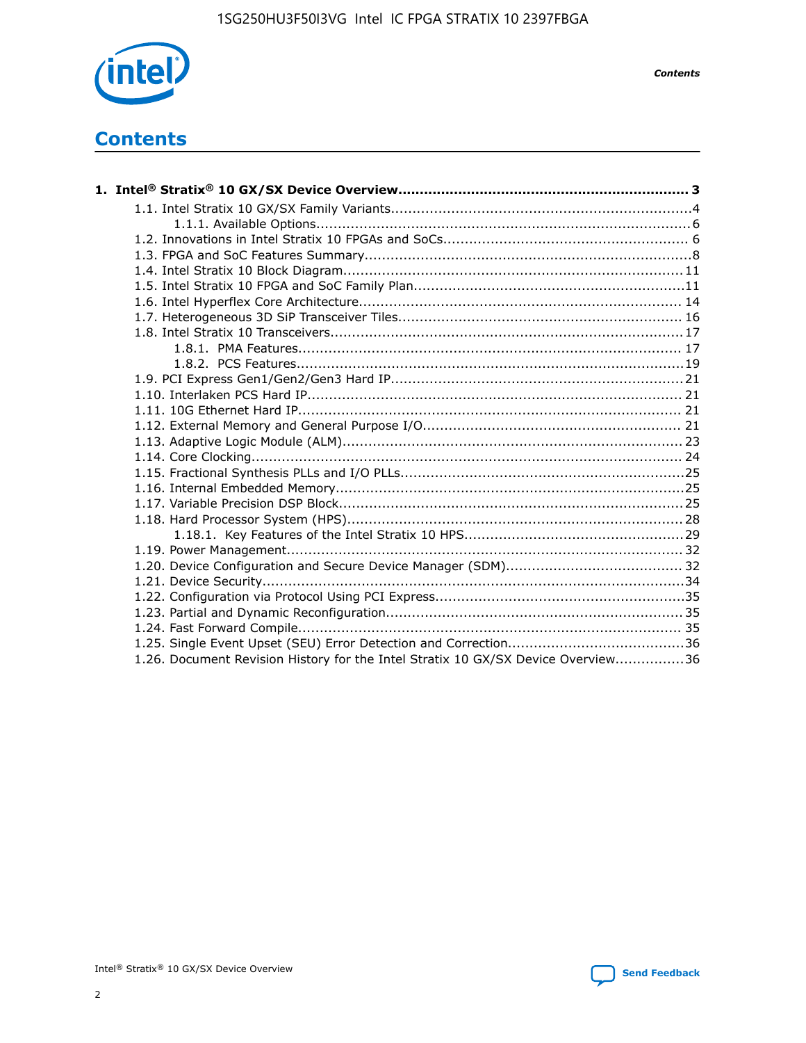# Contents

**1. Intel® Stratix® 10 GX/SX Device Overview.................................................................. 3**

- 1.1. Intel Stratix 10 GX/SX Family Variants.....................................................................4
  - 1.1.1. Available Options.......................................................................................6
- 1.2. Innovations in Intel Stratix 10 FPGAs and SoCs........................................................ 6
- 1.3. FPGA and SoC Features Summary...........................................................................8
- 1.4. Intel Stratix 10 Block Diagram.............................................................................. 11
- 1.5. Intel Stratix 10 FPGA and SoC Family Plan..............................................................11
- 1.6. Intel Hyperflex Core Architecture.......................................................................... 14
- 1.7. Heterogeneous 3D SiP Transceiver Tiles................................................................ 16
- 1.8. Intel Stratix 10 Transceivers................................................................................ 17
  - 1.8.1. PMA Features........................................................................................ 17
  - 1.8.2. PCS Features.........................................................................................19
- 1.9. PCI Express Gen1/Gen2/Gen3 Hard IP...................................................................21
- 1.10. Interlaken PCS Hard IP...................................................................................... 21
- 1.11. 10G Ethernet Hard IP........................................................................................ 21
- 1.12. External Memory and General Purpose I/O........................................................... 21
- 1.13. Adaptive Logic Module (ALM)............................................................................. 23
- 1.14. Core Clocking................................................................................................... 24
- 1.15. Fractional Synthesis PLLs and I/O PLLs.................................................................25
- 1.16. Internal Embedded Memory................................................................................25
- 1.17. Variable Precision DSP Block...............................................................................25
- 1.18. Hard Processor System (HPS).............................................................................28
  - 1.18.1. Key Features of the Intel Stratix 10 HPS..................................................29
- 1.19. Power Management.......................................................................................... 32
- 1.20. Device Configuration and Secure Device Manager (SDM)........................................ 32
- 1.21. Device Security.................................................................................................34
- 1.22. Configuration via Protocol Using PCI Express.........................................................35
- 1.23. Partial and Dynamic Reconfiguration.................................................................... 35
- 1.24. Fast Forward Compile........................................................................................ 35
- 1.25. Single Event Upset (SEU) Error Detection and Correction........................................36
- 1.26. Document Revision History for the Intel Stratix 10 GX/SX Device Overview................36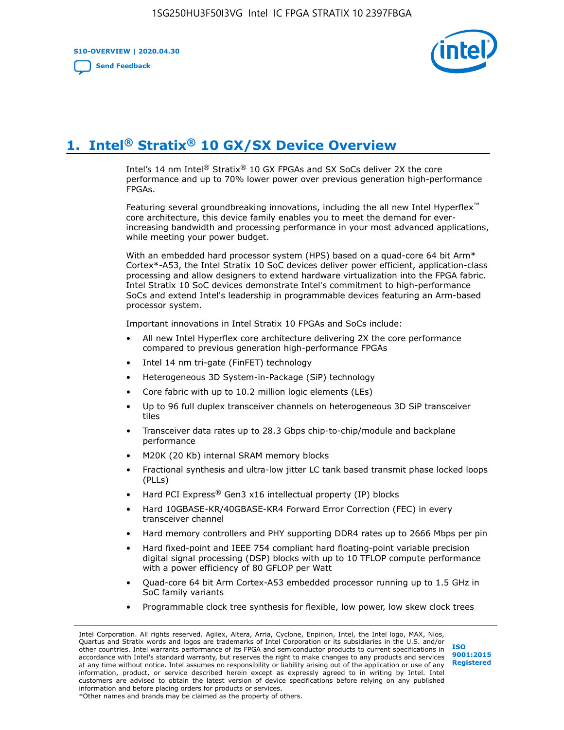# 1. Intel® Stratix® 10 GX/SX Device Overview

Intel's 14 nm Intel® Stratix® 10 GX FPGAs and SX SoCs deliver 2X the core performance and up to 70% lower power over previous generation high-performance FPGAs.

Featuring several groundbreaking innovations, including the all new Intel Hyperflex™ core architecture, this device family enables you to meet the demand for ever-increasing bandwidth and processing performance in your most advanced applications, while meeting your power budget.

With an embedded hard processor system (HPS) based on a quad-core 64 bit Arm* Cortex*-A53, the Intel Stratix 10 SoC devices deliver power efficient, application-class processing and allow designers to extend hardware virtualization into the FPGA fabric. Intel Stratix 10 SoC devices demonstrate Intel's commitment to high-performance SoCs and extend Intel's leadership in programmable devices featuring an Arm-based processor system.

Important innovations in Intel Stratix 10 FPGAs and SoCs include:

- All new Intel Hyperflex core architecture delivering 2X the core performance compared to previous generation high-performance FPGAs
- Intel 14 nm tri-gate (FinFET) technology
- Heterogeneous 3D System-in-Package (SiP) technology
- Core fabric with up to 10.2 million logic elements (LEs)
- Up to 96 full duplex transceiver channels on heterogeneous 3D SiP transceiver tiles
- Transceiver data rates up to 28.3 Gbps chip-to-chip/module and backplane performance
- M20K (20 Kb) internal SRAM memory blocks
- Fractional synthesis and ultra-low jitter LC tank based transmit phase locked loops (PLLs)
- Hard PCI Express® Gen3 x16 intellectual property (IP) blocks
- Hard 10GBASE-KR/40GBASE-KR4 Forward Error Correction (FEC) in every transceiver channel
- Hard memory controllers and PHY supporting DDR4 rates up to 2666 Mbps per pin
- Hard fixed-point and IEEE 754 compliant hard floating-point variable precision digital signal processing (DSP) blocks with up to 10 TFLOP compute performance with a power efficiency of 80 GFLOP per Watt
- Quad-core 64 bit Arm Cortex-A53 embedded processor running up to 1.5 GHz in SoC family variants
- Programmable clock tree synthesis for flexible, low power, low skew clock trees

Intel Corporation. All rights reserved. Agilex, Altera, Arria, Cyclone, Enpirion, Intel, the Intel logo, MAX, Nios, Quartus and Stratix words and logos are trademarks of Intel Corporation or its subsidiaries in the U.S. and/or other countries. Intel warrants performance of its FPGA and semiconductor products to current specifications in accordance with Intel's standard warranty, but reserves the right to make changes to any products and services at any time without notice. Intel assumes no responsibility or liability arising out of the application or use of any information, product, or service described herein except as expressly agreed to in writing by Intel. Intel customers are advised to obtain the latest version of device specifications before relying on any published information and before placing orders for products or services.
*Other names and brands may be claimed as the property of others.

ISO 9001:2015 Registered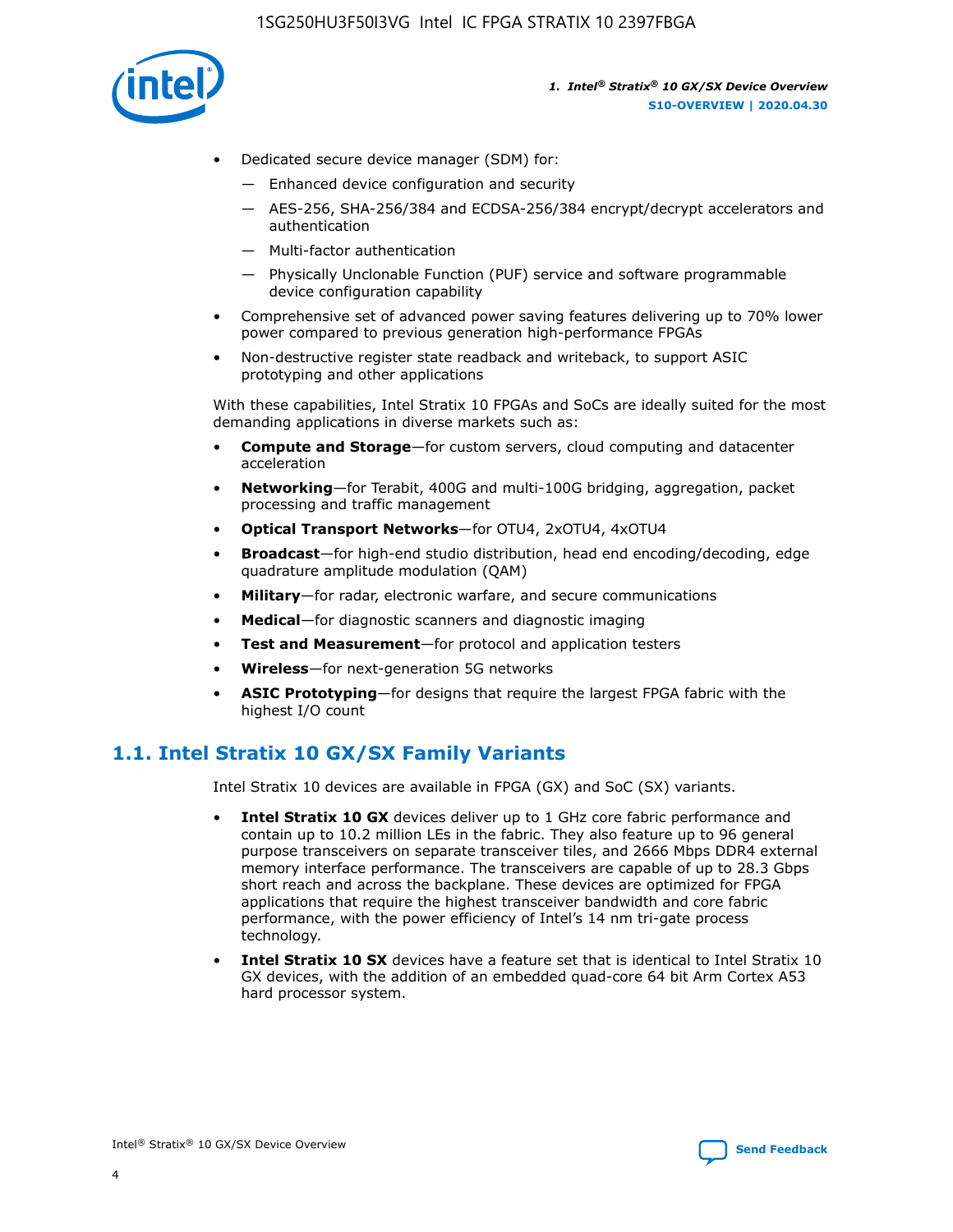- Dedicated secure device manager (SDM) for:
  - — Enhanced device configuration and security
  - — AES-256, SHA-256/384 and ECDSA-256/384 encrypt/decrypt accelerators and authentication
  - — Multi-factor authentication
  - — Physically Unclonable Function (PUF) service and software programmable device configuration capability
- Comprehensive set of advanced power saving features delivering up to 70% lower power compared to previous generation high-performance FPGAs
- Non-destructive register state readback and writeback, to support ASIC prototyping and other applications

With these capabilities, Intel Stratix 10 FPGAs and SoCs are ideally suited for the most demanding applications in diverse markets such as:

- **Compute and Storage**—for custom servers, cloud computing and datacenter acceleration
- **Networking**—for Terabit, 400G and multi-100G bridging, aggregation, packet processing and traffic management
- **Optical Transport Networks**—for OTU4, 2xOTU4, 4xOTU4
- **Broadcast**—for high-end studio distribution, head end encoding/decoding, edge quadrature amplitude modulation (QAM)
- **Military**—for radar, electronic warfare, and secure communications
- **Medical**—for diagnostic scanners and diagnostic imaging
- **Test and Measurement**—for protocol and application testers
- **Wireless**—for next-generation 5G networks
- **ASIC Prototyping**—for designs that require the largest FPGA fabric with the highest I/O count

## 1.1. Intel Stratix 10 GX/SX Family Variants

Intel Stratix 10 devices are available in FPGA (GX) and SoC (SX) variants.

- **Intel Stratix 10 GX** devices deliver up to 1 GHz core fabric performance and contain up to 10.2 million LEs in the fabric. They also feature up to 96 general purpose transceivers on separate transceiver tiles, and 2666 Mbps DDR4 external memory interface performance. The transceivers are capable of up to 28.3 Gbps short reach and across the backplane. These devices are optimized for FPGA applications that require the highest transceiver bandwidth and core fabric performance, with the power efficiency of Intel's 14 nm tri-gate process technology.
- **Intel Stratix 10 SX** devices have a feature set that is identical to Intel Stratix 10 GX devices, with the addition of an embedded quad-core 64 bit Arm Cortex A53 hard processor system.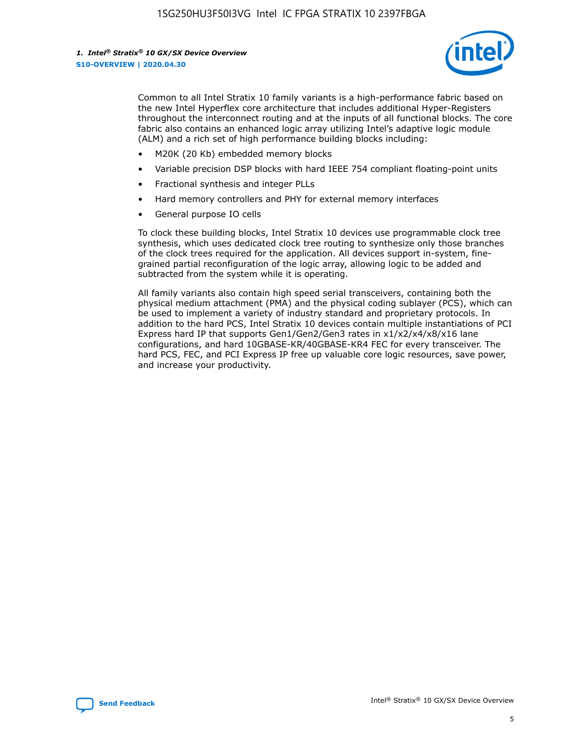Common to all Intel Stratix 10 family variants is a high-performance fabric based on the new Intel Hyperflex core architecture that includes additional Hyper-Registers throughout the interconnect routing and at the inputs of all functional blocks. The core fabric also contains an enhanced logic array utilizing Intel's adaptive logic module (ALM) and a rich set of high performance building blocks including:

- M20K (20 Kb) embedded memory blocks
- Variable precision DSP blocks with hard IEEE 754 compliant floating-point units
- Fractional synthesis and integer PLLs
- Hard memory controllers and PHY for external memory interfaces
- General purpose IO cells

To clock these building blocks, Intel Stratix 10 devices use programmable clock tree synthesis, which uses dedicated clock tree routing to synthesize only those branches of the clock trees required for the application. All devices support in-system, fine-grained partial reconfiguration of the logic array, allowing logic to be added and subtracted from the system while it is operating.

All family variants also contain high speed serial transceivers, containing both the physical medium attachment (PMA) and the physical coding sublayer (PCS), which can be used to implement a variety of industry standard and proprietary protocols. In addition to the hard PCS, Intel Stratix 10 devices contain multiple instantiations of PCI Express hard IP that supports Gen1/Gen2/Gen3 rates in x1/x2/x4/x8/x16 lane configurations, and hard 10GBASE-KR/40GBASE-KR4 FEC for every transceiver. The hard PCS, FEC, and PCI Express IP free up valuable core logic resources, save power, and increase your productivity.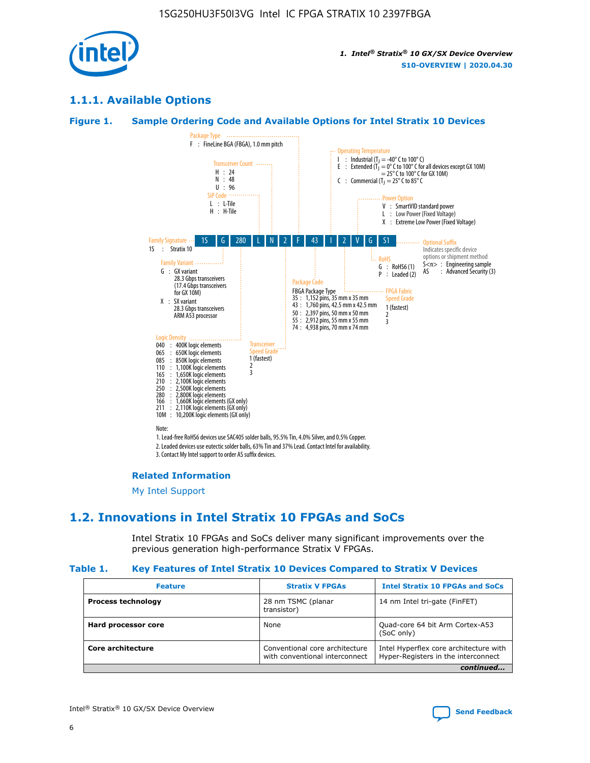## 1.1.1. Available Options

### Figure 1. Sample Ordering Code and Available Options for Intel Stratix 10 Devices

| 1S | G | 280 | L | N | 2 | F | 43 | I | 2 | V | G | S1 |
|---|---|---|---|---|---|---|---|---|---|---|---|---|

**Family Signature**
1S : Stratix 10

**Family Variant**
G : GX variant
28.3 Gbps transceivers
(17.4 Gbps transceivers for GX 10M)
X : SX variant
28.3 Gbps transceivers
ARM A53 processor

**Logic Density**
040 : 400K logic elements
065 : 650K logic elements
085 : 850K logic elements
110 : 1,100K logic elements
165 : 1,650K logic elements
210 : 2,100K logic elements
250 : 2,500K logic elements
280 : 2,800K logic elements
166 : 1,660K logic elements (GX only)
211 : 2,110K logic elements (GX only)
10M : 10,200K logic elements (GX only)

**SiP Code**
L : L-Tile
H : H-Tile

**Transceiver Count**
H : 24
N : 48
U : 96

**Transceiver Speed Grade**
1 (fastest)
2
3

**Package Type**
F : FineLine BGA (FBGA), 1.0 mm pitch

**Package Code**
FBGA Package Type
35 : 1,152 pins, 35 mm x 35 mm
43 : 1,760 pins, 42.5 mm x 42.5 mm
50 : 2,397 pins, 50 mm x 50 mm
55 : 2,912 pins, 55 mm x 55 mm
74 : 4,938 pins, 70 mm x 74 mm

**Operating Temperature**
I : Industrial ($T_J$ = -40° C to 100° C)
E : Extended ($T_J$ = 0° C to 100° C for all devices except GX 10M)
= 25° C to 100° C for GX 10M)
C : Commercial ($T_J$ = 25° C to 85° C

**FPGA Fabric Speed Grade**
1 (fastest)
2
3

**Power Option**
V : SmartVID standard power
L : Low Power (Fixed Voltage)
X : Extreme Low Power (Fixed Voltage)

**RoHS**
G : RoHS6 (1)
P : Leaded (2)

**Optional Suffix**
Indicates specific device options or shipment method
S<n> : Engineering sample
AS : Advanced Security (3)

Note:
1. Lead-free RoHS6 devices use SAC405 solder balls, 95.5% Tin, 4.0% Silver, and 0.5% Copper.
2. Leaded devices use eutectic solder balls, 63% Tin and 37% Lead. Contact Intel for availability.
3. Contact My Intel support to order AS suffix devices.

#### Related Information

My Intel Support

## 1.2. Innovations in Intel Stratix 10 FPGAs and SoCs

Intel Stratix 10 FPGAs and SoCs deliver many significant improvements over the previous generation high-performance Stratix V FPGAs.

### Table 1. Key Features of Intel Stratix 10 Devices Compared to Stratix V Devices

| Feature | Stratix V FPGAs | Intel Stratix 10 FPGAs and SoCs |
|---|---|---|
| **Process technology** | 28 nm TSMC (planar transistor) | 14 nm Intel tri-gate (FinFET) |
| **Hard processor core** | None | Quad-core 64 bit Arm Cortex-A53 (SoC only) |
| **Core architecture** | Conventional core architecture with conventional interconnect | Intel Hyperflex core architecture with Hyper-Registers in the interconnect |

*continued...*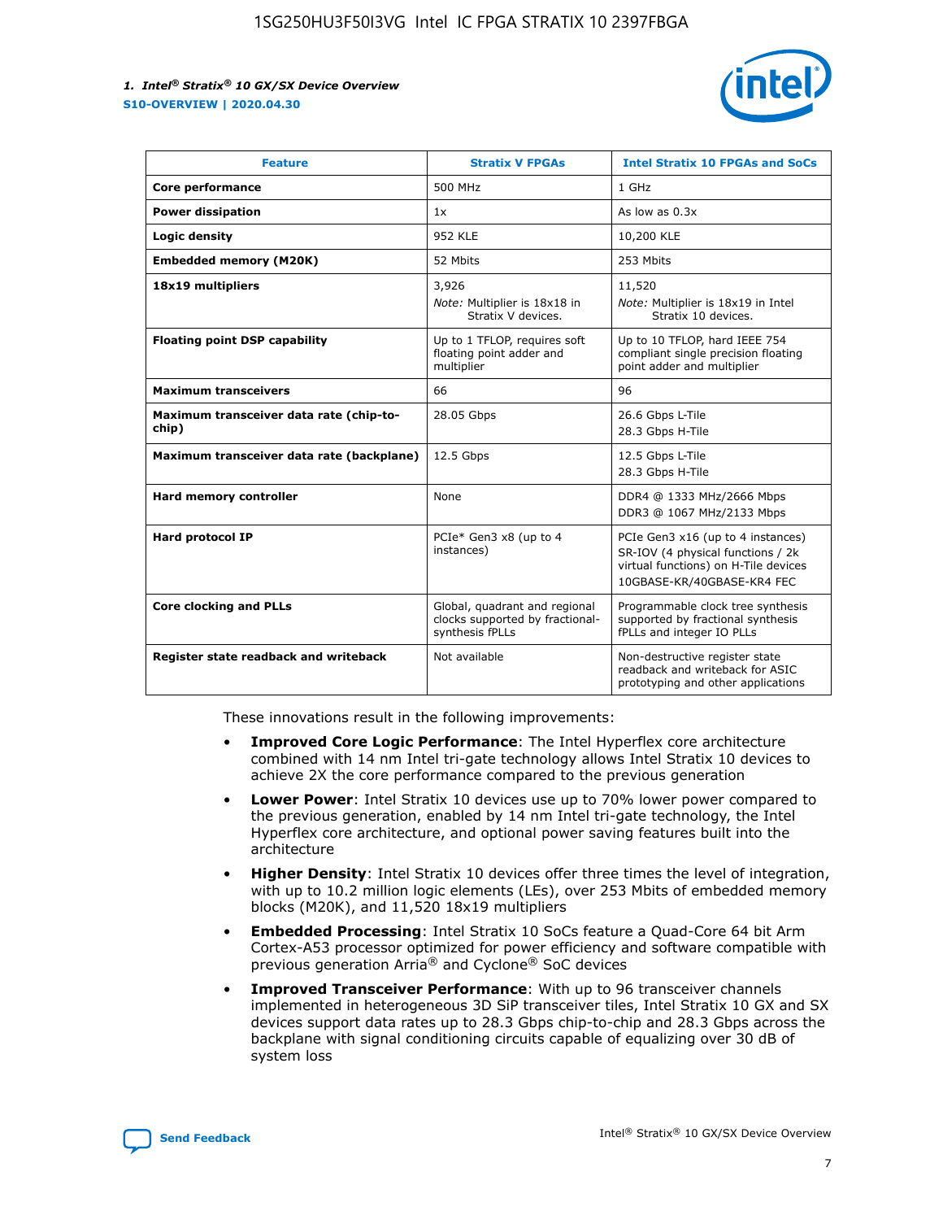| Feature | Stratix V FPGAs | Intel Stratix 10 FPGAs and SoCs |
|---|---|---|
| **Core performance** | 500 MHz | 1 GHz |
| **Power dissipation** | 1x | As low as 0.3x |
| **Logic density** | 952 KLE | 10,200 KLE |
| **Embedded memory (M20K)** | 52 Mbits | 253 Mbits |
| **18x19 multipliers** | 3,926 *Note:* Multiplier is 18x18 in Stratix V devices. | 11,520 *Note:* Multiplier is 18x19 in Intel Stratix 10 devices. |
| **Floating point DSP capability** | Up to 1 TFLOP, requires soft floating point adder and multiplier | Up to 10 TFLOP, hard IEEE 754 compliant single precision floating point adder and multiplier |
| **Maximum transceivers** | 66 | 96 |
| **Maximum transceiver data rate (chip-to-chip)** | 28.05 Gbps | 26.6 Gbps L-Tile 28.3 Gbps H-Tile |
| **Maximum transceiver data rate (backplane)** | 12.5 Gbps | 12.5 Gbps L-Tile 28.3 Gbps H-Tile |
| **Hard memory controller** | None | DDR4 @ 1333 MHz/2666 Mbps DDR3 @ 1067 MHz/2133 Mbps |
| **Hard protocol IP** | PCIe* Gen3 x8 (up to 4 instances) | PCIe Gen3 x16 (up to 4 instances) SR-IOV (4 physical functions / 2k virtual functions) on H-Tile devices 10GBASE-KR/40GBASE-KR4 FEC |
| **Core clocking and PLLs** | Global, quadrant and regional clocks supported by fractional-synthesis fPLLs | Programmable clock tree synthesis supported by fractional synthesis fPLLs and integer IO PLLs |
| **Register state readback and writeback** | Not available | Non-destructive register state readback and writeback for ASIC prototyping and other applications |

These innovations result in the following improvements:

- **Improved Core Logic Performance**: The Intel Hyperflex core architecture combined with 14 nm Intel tri-gate technology allows Intel Stratix 10 devices to achieve 2X the core performance compared to the previous generation
- **Lower Power**: Intel Stratix 10 devices use up to 70% lower power compared to the previous generation, enabled by 14 nm Intel tri-gate technology, the Intel Hyperflex core architecture, and optional power saving features built into the architecture
- **Higher Density**: Intel Stratix 10 devices offer three times the level of integration, with up to 10.2 million logic elements (LEs), over 253 Mbits of embedded memory blocks (M20K), and 11,520 18x19 multipliers
- **Embedded Processing**: Intel Stratix 10 SoCs feature a Quad-Core 64 bit Arm Cortex-A53 processor optimized for power efficiency and software compatible with previous generation Arria® and Cyclone® SoC devices
- **Improved Transceiver Performance**: With up to 96 transceiver channels implemented in heterogeneous 3D SiP transceiver tiles, Intel Stratix 10 GX and SX devices support data rates up to 28.3 Gbps chip-to-chip and 28.3 Gbps across the backplane with signal conditioning circuits capable of equalizing over 30 dB of system loss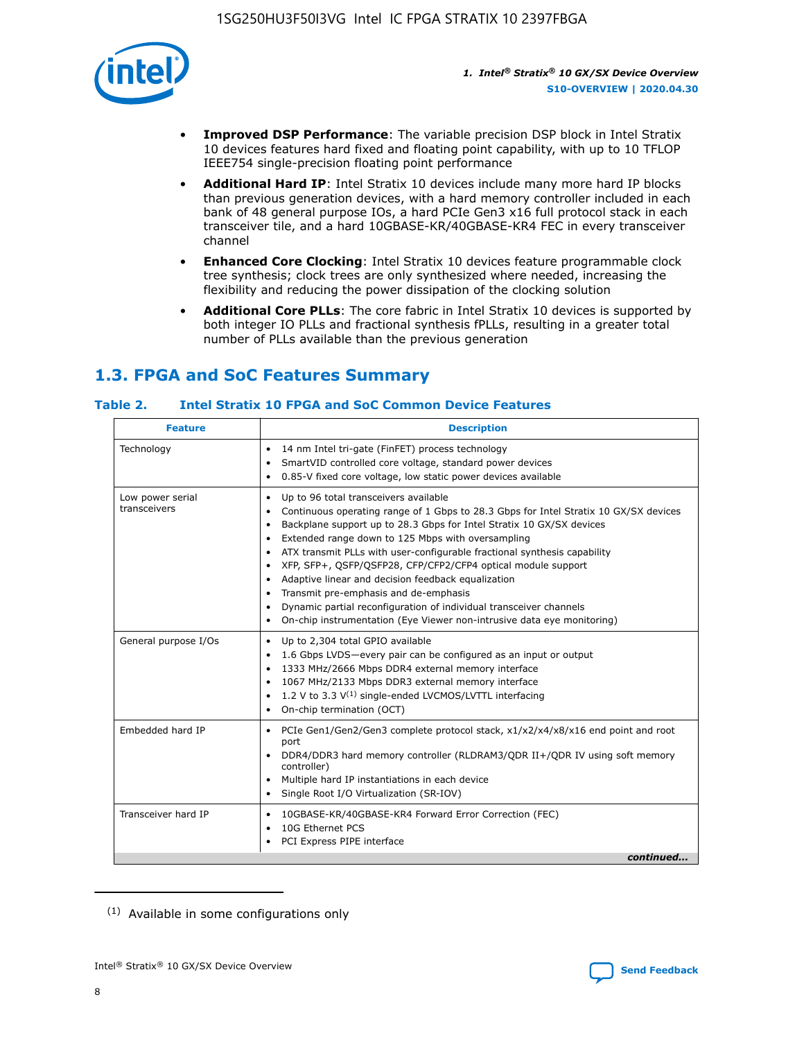- **Improved DSP Performance**: The variable precision DSP block in Intel Stratix 10 devices features hard fixed and floating point capability, with up to 10 TFLOP IEEE754 single-precision floating point performance
- **Additional Hard IP**: Intel Stratix 10 devices include many more hard IP blocks than previous generation devices, with a hard memory controller included in each bank of 48 general purpose IOs, a hard PCIe Gen3 x16 full protocol stack in each transceiver tile, and a hard 10GBASE-KR/40GBASE-KR4 FEC in every transceiver channel
- **Enhanced Core Clocking**: Intel Stratix 10 devices feature programmable clock tree synthesis; clock trees are only synthesized where needed, increasing the flexibility and reducing the power dissipation of the clocking solution
- **Additional Core PLLs**: The core fabric in Intel Stratix 10 devices is supported by both integer IO PLLs and fractional synthesis fPLLs, resulting in a greater total number of PLLs available than the previous generation

## 1.3. FPGA and SoC Features Summary

### Table 2. Intel Stratix 10 FPGA and SoC Common Device Features

| Feature | Description |
| --- | --- |
| Technology | • 14 nm Intel tri-gate (FinFET) process technology<br>• SmartVID controlled core voltage, standard power devices<br>• 0.85-V fixed core voltage, low static power devices available |
| Low power serial transceivers | • Up to 96 total transceivers available<br>• Continuous operating range of 1 Gbps to 28.3 Gbps for Intel Stratix 10 GX/SX devices<br>• Backplane support up to 28.3 Gbps for Intel Stratix 10 GX/SX devices<br>• Extended range down to 125 Mbps with oversampling<br>• ATX transmit PLLs with user-configurable fractional synthesis capability<br>• XFP, SFP+, QSFP/QSFP28, CFP/CFP2/CFP4 optical module support<br>• Adaptive linear and decision feedback equalization<br>• Transmit pre-emphasis and de-emphasis<br>• Dynamic partial reconfiguration of individual transceiver channels<br>• On-chip instrumentation (Eye Viewer non-intrusive data eye monitoring) |
| General purpose I/Os | • Up to 2,304 total GPIO available<br>• 1.6 Gbps LVDS—every pair can be configured as an input or output<br>• 1333 MHz/2666 Mbps DDR4 external memory interface<br>• 1067 MHz/2133 Mbps DDR3 external memory interface<br>• 1.2 V to 3.3 V[(1)] single-ended LVCMOS/LVTTL interfacing<br>• On-chip termination (OCT) |
| Embedded hard IP | • PCIe Gen1/Gen2/Gen3 complete protocol stack, x1/x2/x4/x8/x16 end point and root port<br>• DDR4/DDR3 hard memory controller (RLDRAM3/QDR II+/QDR IV using soft memory controller)<br>• Multiple hard IP instantiations in each device<br>• Single Root I/O Virtualization (SR-IOV) |
| Transceiver hard IP | • 10GBASE-KR/40GBASE-KR4 Forward Error Correction (FEC)<br>• 10G Ethernet PCS<br>• PCI Express PIPE interface |

*continued...*

(1) Available in some configurations only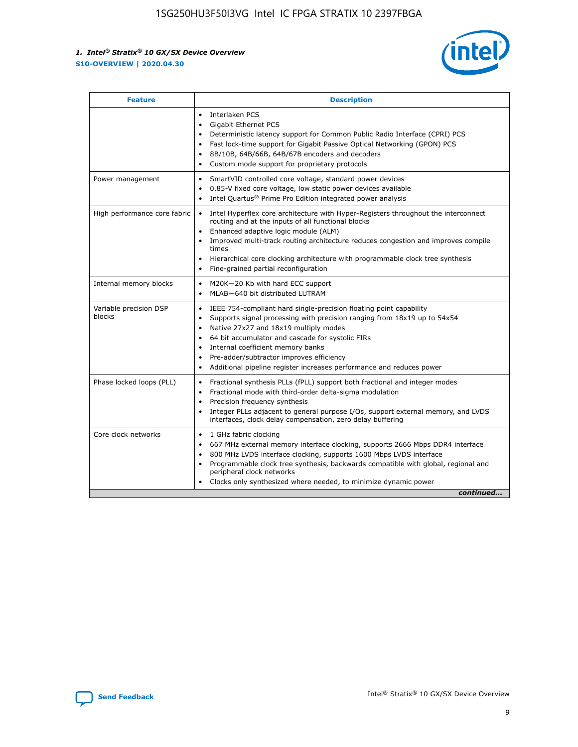| Feature | Description |
| --- | --- |
|  | • Interlaken PCS<br>• Gigabit Ethernet PCS<br>• Deterministic latency support for Common Public Radio Interface (CPRI) PCS<br>• Fast lock-time support for Gigabit Passive Optical Networking (GPON) PCS<br>• 8B/10B, 64B/66B, 64B/67B encoders and decoders<br>• Custom mode support for proprietary protocols |
| Power management | • SmartVID controlled core voltage, standard power devices<br>• 0.85-V fixed core voltage, low static power devices available<br>• Intel Quartus® Prime Pro Edition integrated power analysis |
| High performance core fabric | • Intel Hyperflex core architecture with Hyper-Registers throughout the interconnect routing and at the inputs of all functional blocks<br>• Enhanced adaptive logic module (ALM)<br>• Improved multi-track routing architecture reduces congestion and improves compile times<br>• Hierarchical core clocking architecture with programmable clock tree synthesis<br>• Fine-grained partial reconfiguration |
| Internal memory blocks | • M20K—20 Kb with hard ECC support<br>• MLAB—640 bit distributed LUTRAM |
| Variable precision DSP blocks | • IEEE 754-compliant hard single-precision floating point capability<br>• Supports signal processing with precision ranging from 18x19 up to 54x54<br>• Native 27x27 and 18x19 multiply modes<br>• 64 bit accumulator and cascade for systolic FIRs<br>• Internal coefficient memory banks<br>• Pre-adder/subtractor improves efficiency<br>• Additional pipeline register increases performance and reduces power |
| Phase locked loops (PLL) | • Fractional synthesis PLLs (fPLL) support both fractional and integer modes<br>• Fractional mode with third-order delta-sigma modulation<br>• Precision frequency synthesis<br>• Integer PLLs adjacent to general purpose I/Os, support external memory, and LVDS interfaces, clock delay compensation, zero delay buffering |
| Core clock networks | • 1 GHz fabric clocking<br>• 667 MHz external memory interface clocking, supports 2666 Mbps DDR4 interface<br>• 800 MHz LVDS interface clocking, supports 1600 Mbps LVDS interface<br>• Programmable clock tree synthesis, backwards compatible with global, regional and peripheral clock networks<br>• Clocks only synthesized where needed, to minimize dynamic power |

*continued...*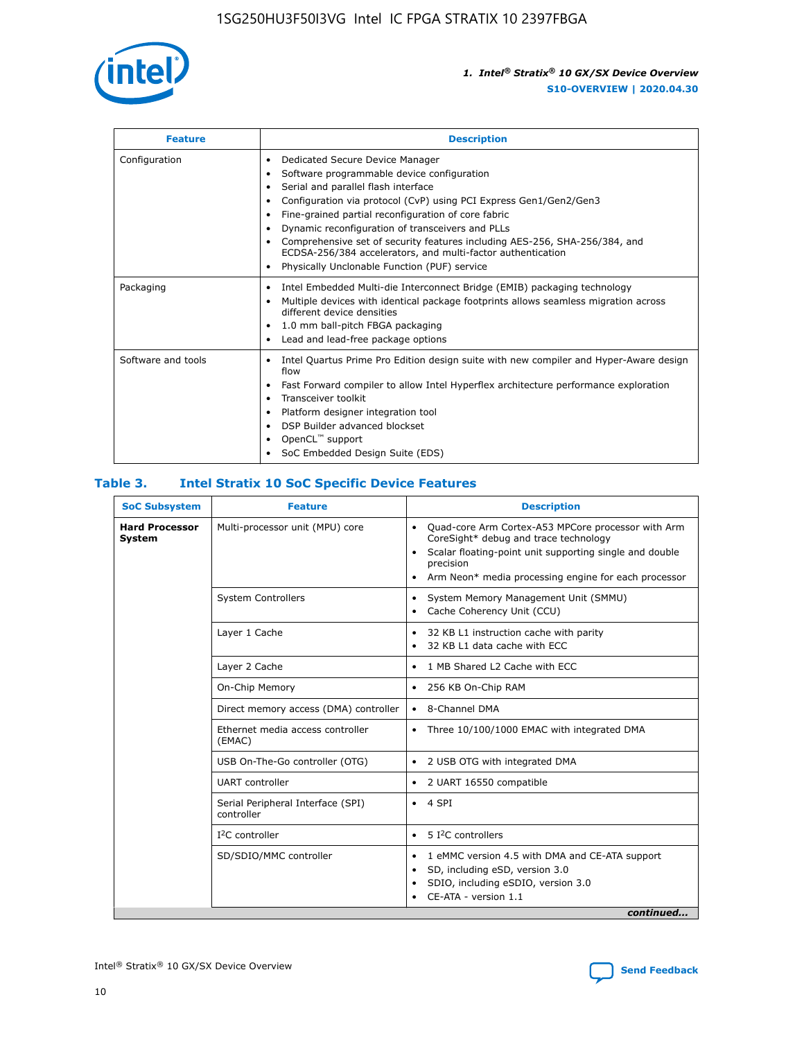| Feature | Description |
| --- | --- |
| Configuration | • Dedicated Secure Device Manager<br>• Software programmable device configuration<br>• Serial and parallel flash interface<br>• Configuration via protocol (CvP) using PCI Express Gen1/Gen2/Gen3<br>• Fine-grained partial reconfiguration of core fabric<br>• Dynamic reconfiguration of transceivers and PLLs<br>• Comprehensive set of security features including AES-256, SHA-256/384, and ECDSA-256/384 accelerators, and multi-factor authentication<br>• Physically Unclonable Function (PUF) service |
| Packaging | • Intel Embedded Multi-die Interconnect Bridge (EMIB) packaging technology<br>• Multiple devices with identical package footprints allows seamless migration across different device densities<br>• 1.0 mm ball-pitch FBGA packaging<br>• Lead and lead-free package options |
| Software and tools | • Intel Quartus Prime Pro Edition design suite with new compiler and Hyper-Aware design flow<br>• Fast Forward compiler to allow Intel Hyperflex architecture performance exploration<br>• Transceiver toolkit<br>• Platform designer integration tool<br>• DSP Builder advanced blockset<br>• OpenCL™ support<br>• SoC Embedded Design Suite (EDS) |

## Table 3. Intel Stratix 10 SoC Specific Device Features

| SoC Subsystem | Feature | Description |
| --- | --- | --- |
| **Hard Processor System** | Multi-processor unit (MPU) core | • Quad-core Arm Cortex-A53 MPCore processor with Arm CoreSight* debug and trace technology<br>• Scalar floating-point unit supporting single and double precision<br>• Arm Neon* media processing engine for each processor |
| | System Controllers | • System Memory Management Unit (SMMU)<br>• Cache Coherency Unit (CCU) |
| | Layer 1 Cache | • 32 KB L1 instruction cache with parity<br>• 32 KB L1 data cache with ECC |
| | Layer 2 Cache | • 1 MB Shared L2 Cache with ECC |
| | On-Chip Memory | • 256 KB On-Chip RAM |
| | Direct memory access (DMA) controller | • 8-Channel DMA |
| | Ethernet media access controller (EMAC) | • Three 10/100/1000 EMAC with integrated DMA |
| | USB On-The-Go controller (OTG) | • 2 USB OTG with integrated DMA |
| | UART controller | • 2 UART 16550 compatible |
| | Serial Peripheral Interface (SPI) controller | • 4 SPI |
| | I²C controller | • 5 I²C controllers |
| | SD/SDIO/MMC controller | • 1 eMMC version 4.5 with DMA and CE-ATA support<br>• SD, including eSD, version 3.0<br>• SDIO, including eSDIO, version 3.0<br>• CE-ATA - version 1.1 |

*continued...*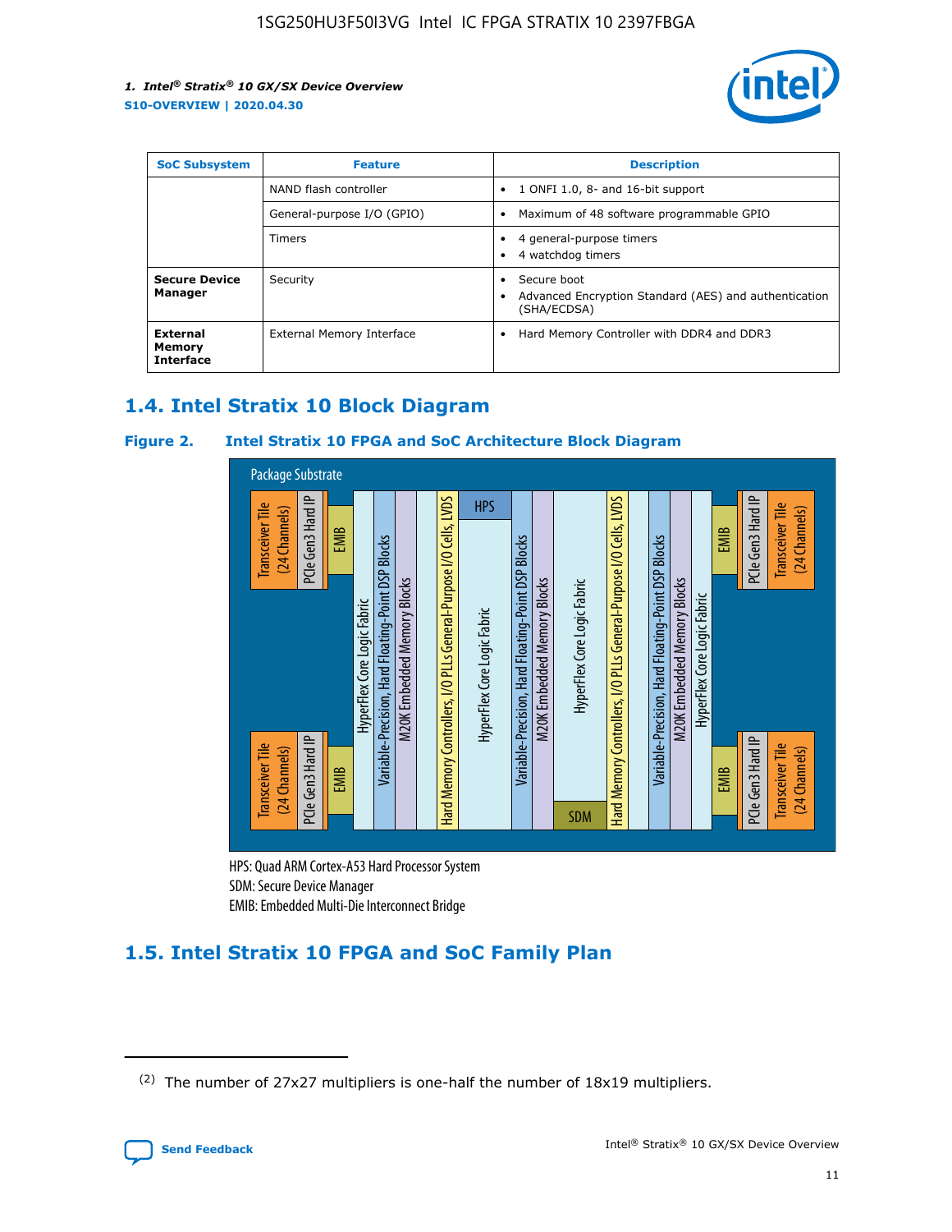| SoC Subsystem | Feature | Description |
| --- | --- | --- |
| | NAND flash controller | • 1 ONFI 1.0, 8- and 16-bit support |
| | General-purpose I/O (GPIO) | • Maximum of 48 software programmable GPIO |
| | Timers | • 4 general-purpose timers<br>• 4 watchdog timers |
| **Secure Device Manager** | Security | • Secure boot<br>• Advanced Encryption Standard (AES) and authentication (SHA/ECDSA) |
| **External Memory Interface** | External Memory Interface | • Hard Memory Controller with DDR4 and DDR3 |

## 1.4. Intel Stratix 10 Block Diagram

**Figure 2. Intel Stratix 10 FPGA and SoC Architecture Block Diagram**

HPS: Quad ARM Cortex-A53 Hard Processor System
SDM: Secure Device Manager
EMIB: Embedded Multi-Die Interconnect Bridge

## 1.5. Intel Stratix 10 FPGA and SoC Family Plan

(2) The number of 27x27 multipliers is one-half the number of 18x19 multipliers.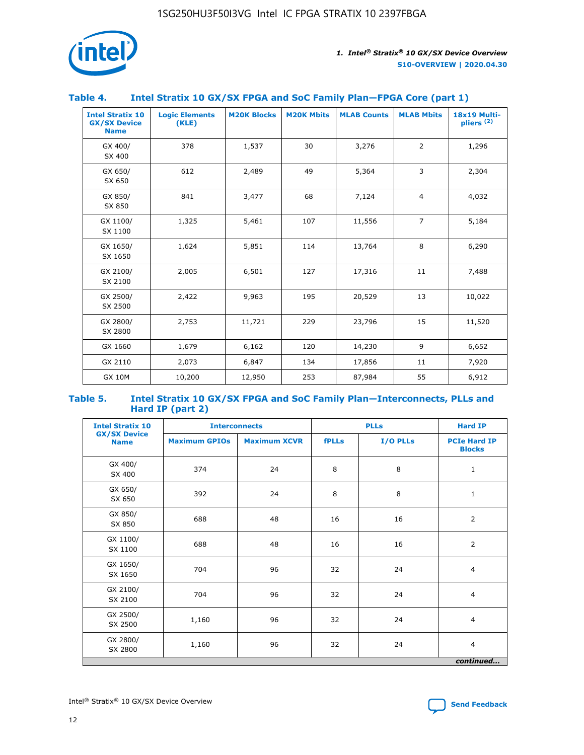### Table 4. Intel Stratix 10 GX/SX FPGA and SoC Family Plan—FPGA Core (part 1)

| Intel Stratix 10 GX/SX Device Name | Logic Elements (KLE) | M20K Blocks | M20K Mbits | MLAB Counts | MLAB Mbits | 18x19 Multi-pliers (2) |
|---|---|---|---|---|---|---|
| GX 400/ SX 400 | 378 | 1,537 | 30 | 3,276 | 2 | 1,296 |
| GX 650/ SX 650 | 612 | 2,489 | 49 | 5,364 | 3 | 2,304 |
| GX 850/ SX 850 | 841 | 3,477 | 68 | 7,124 | 4 | 4,032 |
| GX 1100/ SX 1100 | 1,325 | 5,461 | 107 | 11,556 | 7 | 5,184 |
| GX 1650/ SX 1650 | 1,624 | 5,851 | 114 | 13,764 | 8 | 6,290 |
| GX 2100/ SX 2100 | 2,005 | 6,501 | 127 | 17,316 | 11 | 7,488 |
| GX 2500/ SX 2500 | 2,422 | 9,963 | 195 | 20,529 | 13 | 10,022 |
| GX 2800/ SX 2800 | 2,753 | 11,721 | 229 | 23,796 | 15 | 11,520 |
| GX 1660 | 1,679 | 6,162 | 120 | 14,230 | 9 | 6,652 |
| GX 2110 | 2,073 | 6,847 | 134 | 17,856 | 11 | 7,920 |
| GX 10M | 10,200 | 12,950 | 253 | 87,984 | 55 | 6,912 |

### Table 5. Intel Stratix 10 GX/SX FPGA and SoC Family Plan—Interconnects, PLLs and Hard IP (part 2)

| Intel Stratix 10 GX/SX Device Name | Interconnects | | PLLs | | Hard IP |
|---|---|---|---|---|---|
| | Maximum GPIOs | Maximum XCVR | fPLLs | I/O PLLs | PCIe Hard IP Blocks |
| GX 400/ SX 400 | 374 | 24 | 8 | 8 | 1 |
| GX 650/ SX 650 | 392 | 24 | 8 | 8 | 1 |
| GX 850/ SX 850 | 688 | 48 | 16 | 16 | 2 |
| GX 1100/ SX 1100 | 688 | 48 | 16 | 16 | 2 |
| GX 1650/ SX 1650 | 704 | 96 | 32 | 24 | 4 |
| GX 2100/ SX 2100 | 704 | 96 | 32 | 24 | 4 |
| GX 2500/ SX 2500 | 1,160 | 96 | 32 | 24 | 4 |
| GX 2800/ SX 2800 | 1,160 | 96 | 32 | 24 | 4 |

*continued...*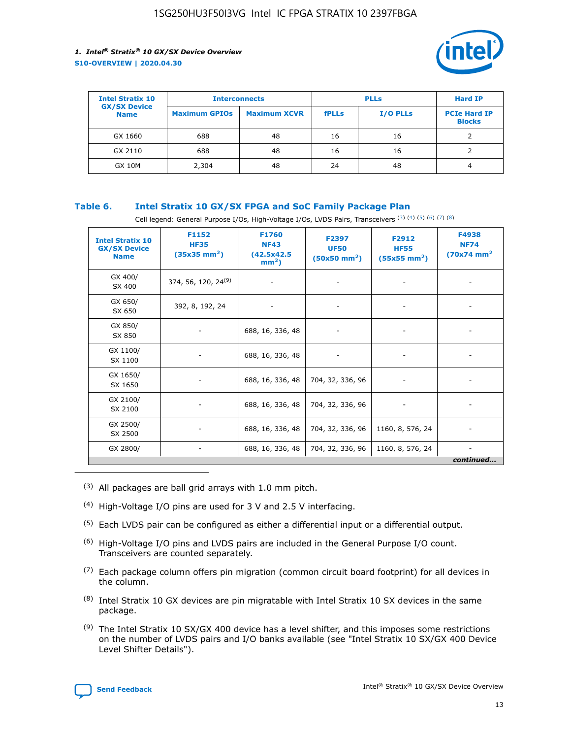| Intel Stratix 10 GX/SX Device Name | Interconnects | | PLLs | | Hard IP |
|---|---|---|---|---|---|
| | Maximum GPIOs | Maximum XCVR | fPLLs | I/O PLLs | PCIe Hard IP Blocks |
| GX 1660 | 688 | 48 | 16 | 16 | 2 |
| GX 2110 | 688 | 48 | 16 | 16 | 2 |
| GX 10M | 2,304 | 48 | 24 | 48 | 4 |

### Table 6. Intel Stratix 10 GX/SX FPGA and SoC Family Package Plan

Cell legend: General Purpose I/Os, High-Voltage I/Os, LVDS Pairs, Transceivers (3) (4) (5) (6) (7) (8)

| Intel Stratix 10 GX/SX Device Name | F1152 HF35 (35x35 mm²) | F1760 NF43 (42.5x42.5 mm²) | F2397 UF50 (50x50 mm²) | F2912 HF55 (55x55 mm²) | F4938 NF74 (70x74 mm²) |
|---|---|---|---|---|---|
| GX 400/ SX 400 | 374, 56, 120, 24[9] | - | - | - | - |
| GX 650/ SX 650 | 392, 8, 192, 24 | - | - | - | - |
| GX 850/ SX 850 | - | 688, 16, 336, 48 | - | - | - |
| GX 1100/ SX 1100 | - | 688, 16, 336, 48 | - | - | - |
| GX 1650/ SX 1650 | - | 688, 16, 336, 48 | 704, 32, 336, 96 | - | - |
| GX 2100/ SX 2100 | - | 688, 16, 336, 48 | 704, 32, 336, 96 | - | - |
| GX 2500/ SX 2500 | - | 688, 16, 336, 48 | 704, 32, 336, 96 | 1160, 8, 576, 24 | - |
| GX 2800/ | - | 688, 16, 336, 48 | 704, 32, 336, 96 | 1160, 8, 576, 24 | - |

*continued...*

(3) All packages are ball grid arrays with 1.0 mm pitch.

(4) High-Voltage I/O pins are used for 3 V and 2.5 V interfacing.

(5) Each LVDS pair can be configured as either a differential input or a differential output.

(6) High-Voltage I/O pins and LVDS pairs are included in the General Purpose I/O count. Transceivers are counted separately.

(7) Each package column offers pin migration (common circuit board footprint) for all devices in the column.

(8) Intel Stratix 10 GX devices are pin migratable with Intel Stratix 10 SX devices in the same package.

(9) The Intel Stratix 10 SX/GX 400 device has a level shifter, and this imposes some restrictions on the number of LVDS pairs and I/O banks available (see "Intel Stratix 10 SX/GX 400 Device Level Shifter Details").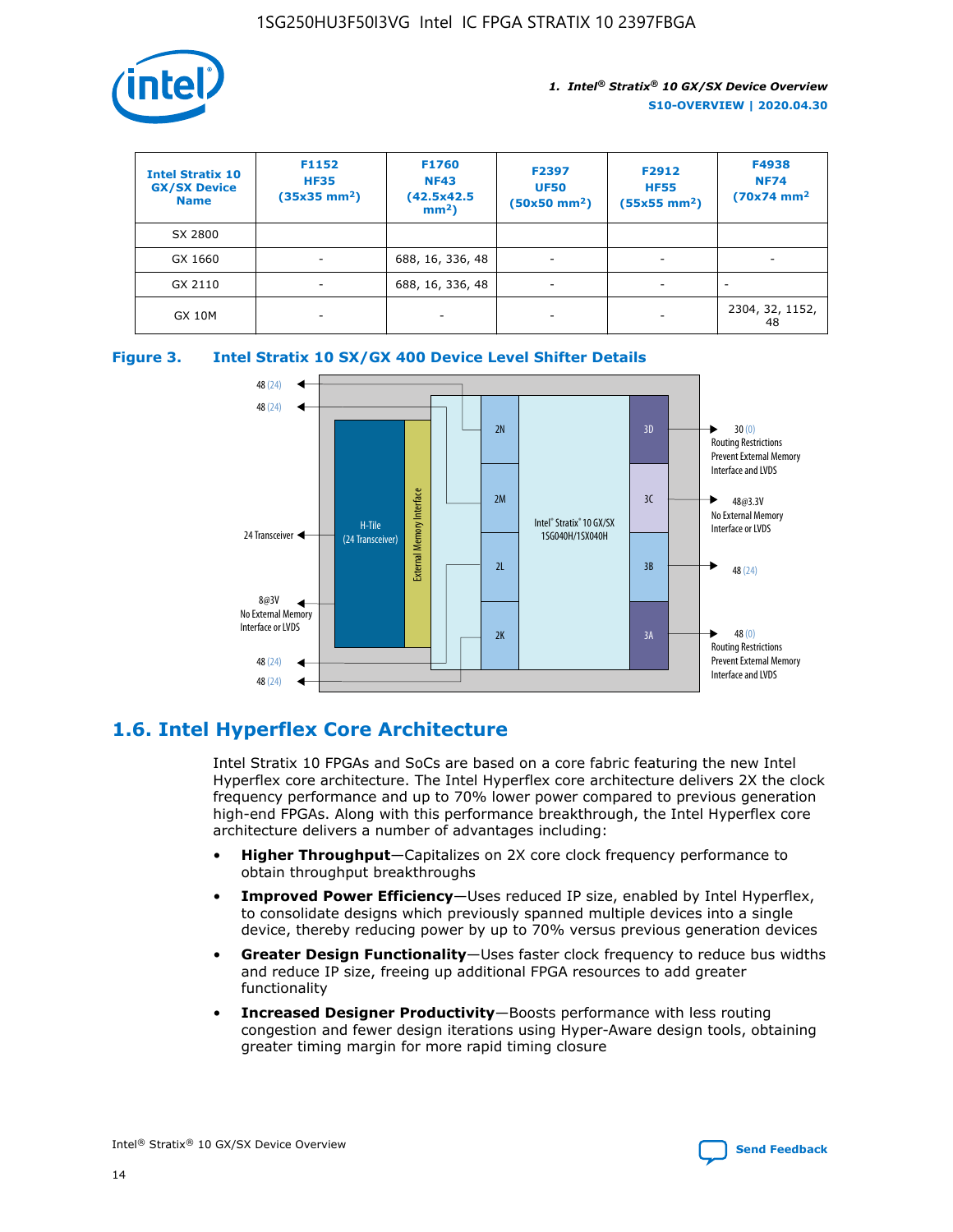| Intel Stratix 10 GX/SX Device Name | F1152 HF35 (35x35 mm²) | F1760 NF43 (42.5x42.5 mm²) | F2397 UF50 (50x50 mm²) | F2912 HF55 (55x55 mm²) | F4938 NF74 (70x74 mm² |
|---|---|---|---|---|---|
| SX 2800 | | | | | |
| GX 1660 | - | 688, 16, 336, 48 | - | - | - |
| GX 2110 | - | 688, 16, 336, 48 | - | - | - |
| GX 10M | - | - | - | - | 2304, 32, 1152, 48 |

**Figure 3. Intel Stratix 10 SX/GX 400 Device Level Shifter Details**

## 1.6. Intel Hyperflex Core Architecture

Intel Stratix 10 FPGAs and SoCs are based on a core fabric featuring the new Intel Hyperflex core architecture. The Intel Hyperflex core architecture delivers 2X the clock frequency performance and up to 70% lower power compared to previous generation high-end FPGAs. Along with this performance breakthrough, the Intel Hyperflex core architecture delivers a number of advantages including:

- **Higher Throughput**—Capitalizes on 2X core clock frequency performance to obtain throughput breakthroughs
- **Improved Power Efficiency**—Uses reduced IP size, enabled by Intel Hyperflex, to consolidate designs which previously spanned multiple devices into a single device, thereby reducing power by up to 70% versus previous generation devices
- **Greater Design Functionality**—Uses faster clock frequency to reduce bus widths and reduce IP size, freeing up additional FPGA resources to add greater functionality
- **Increased Designer Productivity**—Boosts performance with less routing congestion and fewer design iterations using Hyper-Aware design tools, obtaining greater timing margin for more rapid timing closure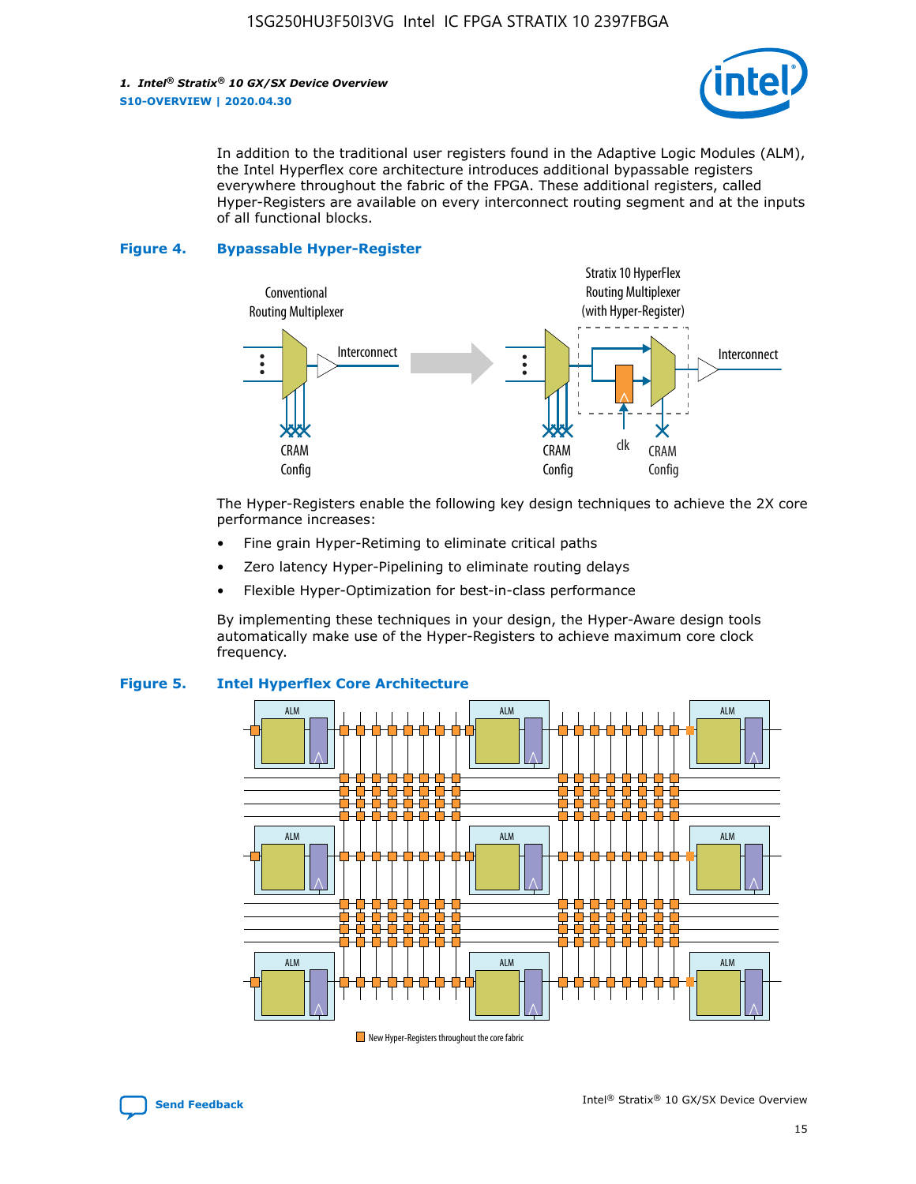In addition to the traditional user registers found in the Adaptive Logic Modules (ALM), the Intel Hyperflex core architecture introduces additional bypassable registers everywhere throughout the fabric of the FPGA. These additional registers, called Hyper-Registers are available on every interconnect routing segment and at the inputs of all functional blocks.

**Figure 4. Bypassable Hyper-Register**

Conventional Routing Multiplexer

Interconnect

CRAM Config

Stratix 10 HyperFlex Routing Multiplexer (with Hyper-Register)

Interconnect

CRAM Config

clk

CRAM Config

The Hyper-Registers enable the following key design techniques to achieve the 2X core performance increases:

- Fine grain Hyper-Retiming to eliminate critical paths
- Zero latency Hyper-Pipelining to eliminate routing delays
- Flexible Hyper-Optimization for best-in-class performance

By implementing these techniques in your design, the Hyper-Aware design tools automatically make use of the Hyper-Registers to achieve maximum core clock frequency.

**Figure 5. Intel Hyperflex Core Architecture**

ALM ALM ALM

ALM ALM ALM

ALM ALM ALM

New Hyper-Registers throughout the core fabric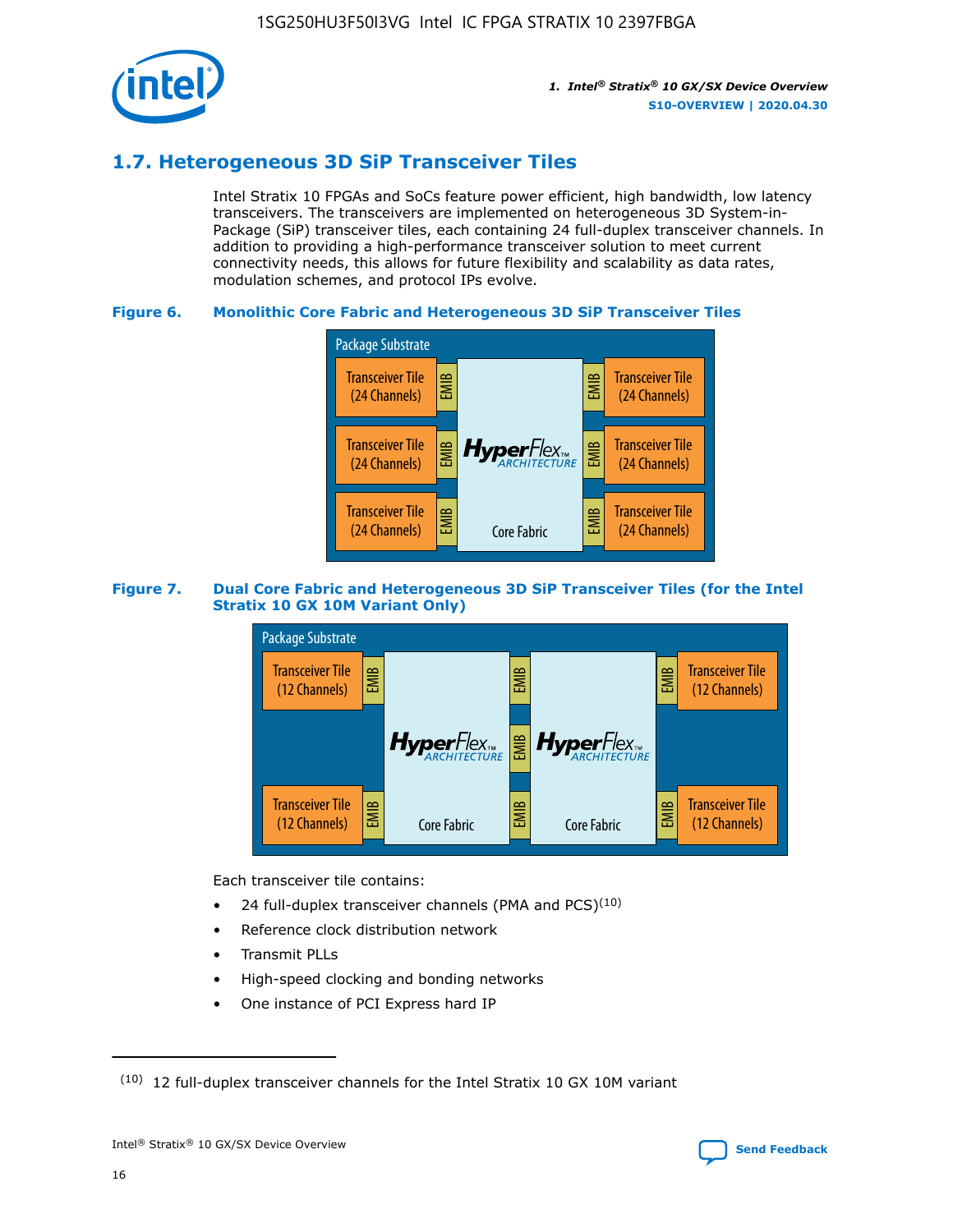## 1.7. Heterogeneous 3D SiP Transceiver Tiles

Intel Stratix 10 FPGAs and SoCs feature power efficient, high bandwidth, low latency transceivers. The transceivers are implemented on heterogeneous 3D System-in-Package (SiP) transceiver tiles, each containing 24 full-duplex transceiver channels. In addition to providing a high-performance transceiver solution to meet current connectivity needs, this allows for future flexibility and scalability as data rates, modulation schemes, and protocol IPs evolve.

**Figure 6. Monolithic Core Fabric and Heterogeneous 3D SiP Transceiver Tiles**

Package Substrate

Transceiver Tile (24 Channels) | EMIB | HyperFlex ARCHITECTURE Core Fabric | EMIB | Transceiver Tile (24 Channels)

Transceiver Tile (24 Channels) | EMIB | | EMIB | Transceiver Tile (24 Channels)

Transceiver Tile (24 Channels) | EMIB | | EMIB | Transceiver Tile (24 Channels)

**Figure 7. Dual Core Fabric and Heterogeneous 3D SiP Transceiver Tiles (for the Intel Stratix 10 GX 10M Variant Only)**

Package Substrate

Transceiver Tile (12 Channels) | EMIB | HyperFlex ARCHITECTURE Core Fabric | EMIB | HyperFlex ARCHITECTURE Core Fabric | EMIB | Transceiver Tile (12 Channels)

Transceiver Tile (12 Channels) | EMIB | | EMIB | | EMIB | Transceiver Tile (12 Channels)

Each transceiver tile contains:

- 24 full-duplex transceiver channels (PMA and PCS)[10]
- Reference clock distribution network
- Transmit PLLs
- High-speed clocking and bonding networks
- One instance of PCI Express hard IP

[10] 12 full-duplex transceiver channels for the Intel Stratix 10 GX 10M variant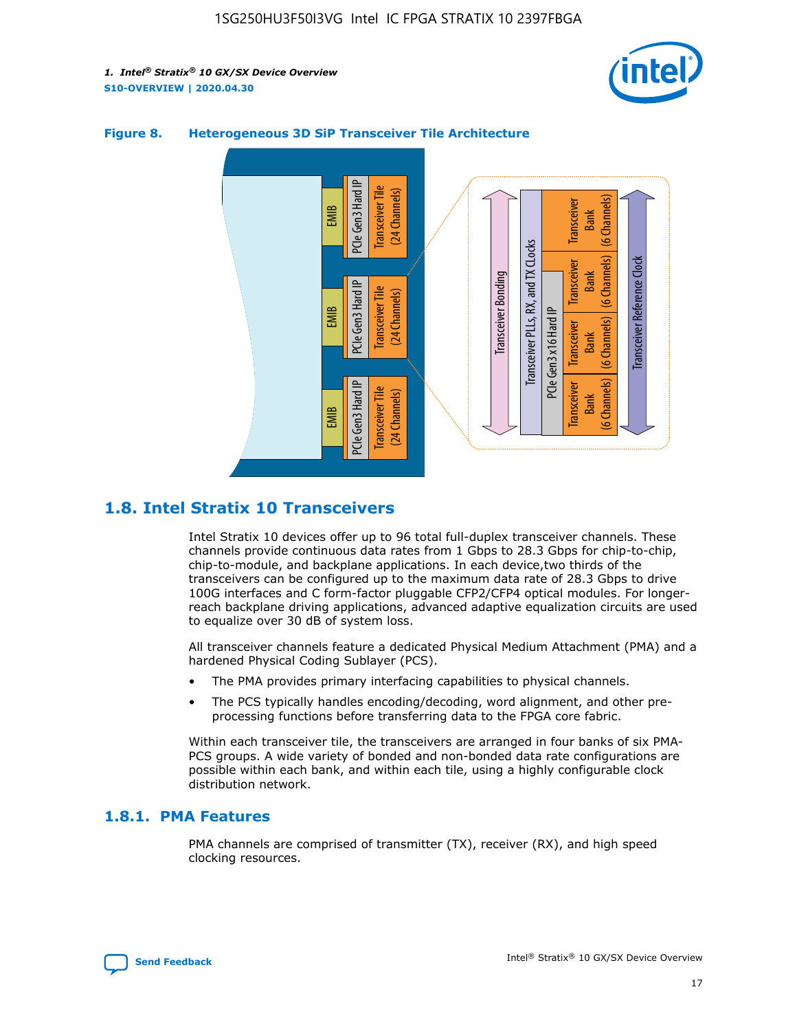**Figure 8. Heterogeneous 3D SiP Transceiver Tile Architecture**

## 1.8. Intel Stratix 10 Transceivers

Intel Stratix 10 devices offer up to 96 total full-duplex transceiver channels. These channels provide continuous data rates from 1 Gbps to 28.3 Gbps for chip-to-chip, chip-to-module, and backplane applications. In each device,two thirds of the transceivers can be configured up to the maximum data rate of 28.3 Gbps to drive 100G interfaces and C form-factor pluggable CFP2/CFP4 optical modules. For longer-reach backplane driving applications, advanced adaptive equalization circuits are used to equalize over 30 dB of system loss.

All transceiver channels feature a dedicated Physical Medium Attachment (PMA) and a hardened Physical Coding Sublayer (PCS).

- The PMA provides primary interfacing capabilities to physical channels.
- The PCS typically handles encoding/decoding, word alignment, and other pre-processing functions before transferring data to the FPGA core fabric.

Within each transceiver tile, the transceivers are arranged in four banks of six PMA-PCS groups. A wide variety of bonded and non-bonded data rate configurations are possible within each bank, and within each tile, using a highly configurable clock distribution network.

### 1.8.1. PMA Features

PMA channels are comprised of transmitter (TX), receiver (RX), and high speed clocking resources.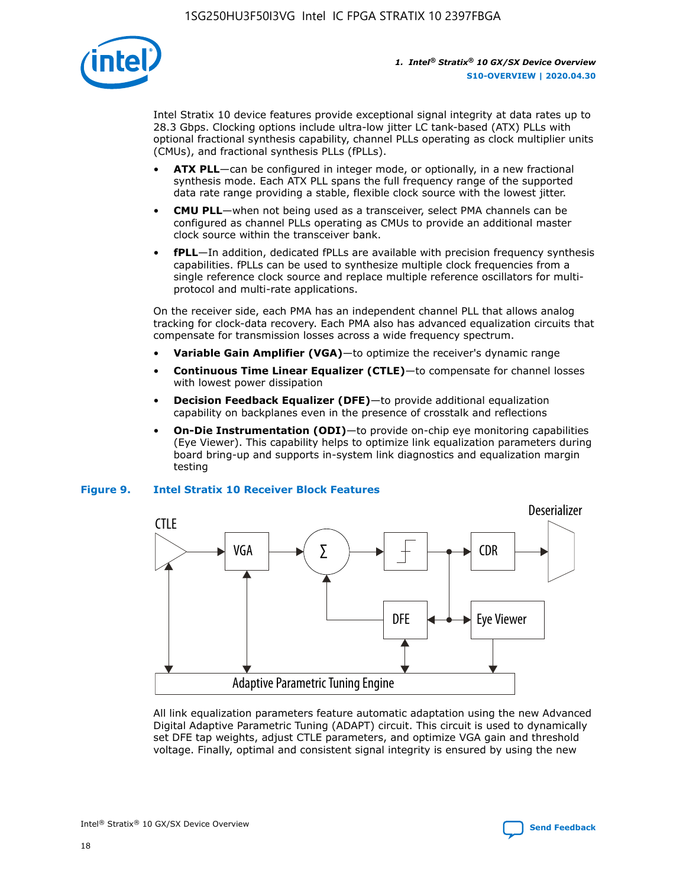Intel Stratix 10 device features provide exceptional signal integrity at data rates up to 28.3 Gbps. Clocking options include ultra-low jitter LC tank-based (ATX) PLLs with optional fractional synthesis capability, channel PLLs operating as clock multiplier units (CMUs), and fractional synthesis PLLs (fPLLs).

- **ATX PLL**—can be configured in integer mode, or optionally, in a new fractional synthesis mode. Each ATX PLL spans the full frequency range of the supported data rate range providing a stable, flexible clock source with the lowest jitter.
- **CMU PLL**—when not being used as a transceiver, select PMA channels can be configured as channel PLLs operating as CMUs to provide an additional master clock source within the transceiver bank.
- **fPLL**—In addition, dedicated fPLLs are available with precision frequency synthesis capabilities. fPLLs can be used to synthesize multiple clock frequencies from a single reference clock source and replace multiple reference oscillators for multi-protocol and multi-rate applications.

On the receiver side, each PMA has an independent channel PLL that allows analog tracking for clock-data recovery. Each PMA also has advanced equalization circuits that compensate for transmission losses across a wide frequency spectrum.

- **Variable Gain Amplifier (VGA)**—to optimize the receiver's dynamic range
- **Continuous Time Linear Equalizer (CTLE)**—to compensate for channel losses with lowest power dissipation
- **Decision Feedback Equalizer (DFE)**—to provide additional equalization capability on backplanes even in the presence of crosstalk and reflections
- **On-Die Instrumentation (ODI)**—to provide on-chip eye monitoring capabilities (Eye Viewer). This capability helps to optimize link equalization parameters during board bring-up and supports in-system link diagnostics and equalization margin testing

**Figure 9. Intel Stratix 10 Receiver Block Features**

CTLE, VGA, Σ, CDR, Deserializer, DFE, Eye Viewer, Adaptive Parametric Tuning Engine

All link equalization parameters feature automatic adaptation using the new Advanced Digital Adaptive Parametric Tuning (ADAPT) circuit. This circuit is used to dynamically set DFE tap weights, adjust CTLE parameters, and optimize VGA gain and threshold voltage. Finally, optimal and consistent signal integrity is ensured by using the new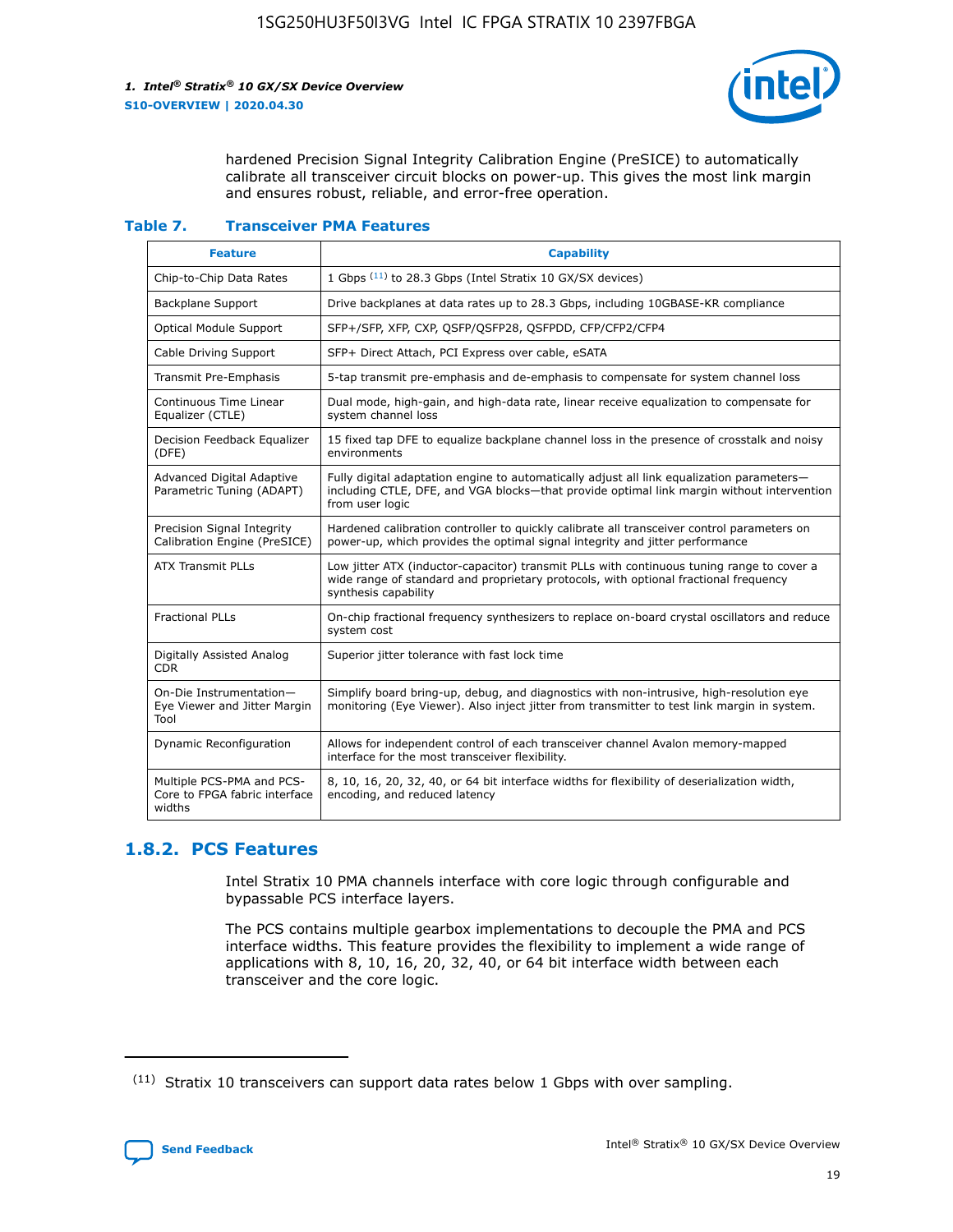hardened Precision Signal Integrity Calibration Engine (PreSICE) to automatically calibrate all transceiver circuit blocks on power-up. This gives the most link margin and ensures robust, reliable, and error-free operation.

**Table 7. Transceiver PMA Features**

| Feature | Capability |
| --- | --- |
| Chip-to-Chip Data Rates | 1 Gbps [11] to 28.3 Gbps (Intel Stratix 10 GX/SX devices) |
| Backplane Support | Drive backplanes at data rates up to 28.3 Gbps, including 10GBASE-KR compliance |
| Optical Module Support | SFP+/SFP, XFP, CXP, QSFP/QSFP28, QSFPDD, CFP/CFP2/CFP4 |
| Cable Driving Support | SFP+ Direct Attach, PCI Express over cable, eSATA |
| Transmit Pre-Emphasis | 5-tap transmit pre-emphasis and de-emphasis to compensate for system channel loss |
| Continuous Time Linear Equalizer (CTLE) | Dual mode, high-gain, and high-data rate, linear receive equalization to compensate for system channel loss |
| Decision Feedback Equalizer (DFE) | 15 fixed tap DFE to equalize backplane channel loss in the presence of crosstalk and noisy environments |
| Advanced Digital Adaptive Parametric Tuning (ADAPT) | Fully digital adaptation engine to automatically adjust all link equalization parameters—including CTLE, DFE, and VGA blocks—that provide optimal link margin without intervention from user logic |
| Precision Signal Integrity Calibration Engine (PreSICE) | Hardened calibration controller to quickly calibrate all transceiver control parameters on power-up, which provides the optimal signal integrity and jitter performance |
| ATX Transmit PLLs | Low jitter ATX (inductor-capacitor) transmit PLLs with continuous tuning range to cover a wide range of standard and proprietary protocols, with optional fractional frequency synthesis capability |
| Fractional PLLs | On-chip fractional frequency synthesizers to replace on-board crystal oscillators and reduce system cost |
| Digitally Assisted Analog CDR | Superior jitter tolerance with fast lock time |
| On-Die Instrumentation—Eye Viewer and Jitter Margin Tool | Simplify board bring-up, debug, and diagnostics with non-intrusive, high-resolution eye monitoring (Eye Viewer). Also inject jitter from transmitter to test link margin in system. |
| Dynamic Reconfiguration | Allows for independent control of each transceiver channel Avalon memory-mapped interface for the most transceiver flexibility. |
| Multiple PCS-PMA and PCS-Core to FPGA fabric interface widths | 8, 10, 16, 20, 32, 40, or 64 bit interface widths for flexibility of deserialization width, encoding, and reduced latency |

## 1.8.2. PCS Features

Intel Stratix 10 PMA channels interface with core logic through configurable and bypassable PCS interface layers.

The PCS contains multiple gearbox implementations to decouple the PMA and PCS interface widths. This feature provides the flexibility to implement a wide range of applications with 8, 10, 16, 20, 32, 40, or 64 bit interface width between each transceiver and the core logic.

[11] Stratix 10 transceivers can support data rates below 1 Gbps with over sampling.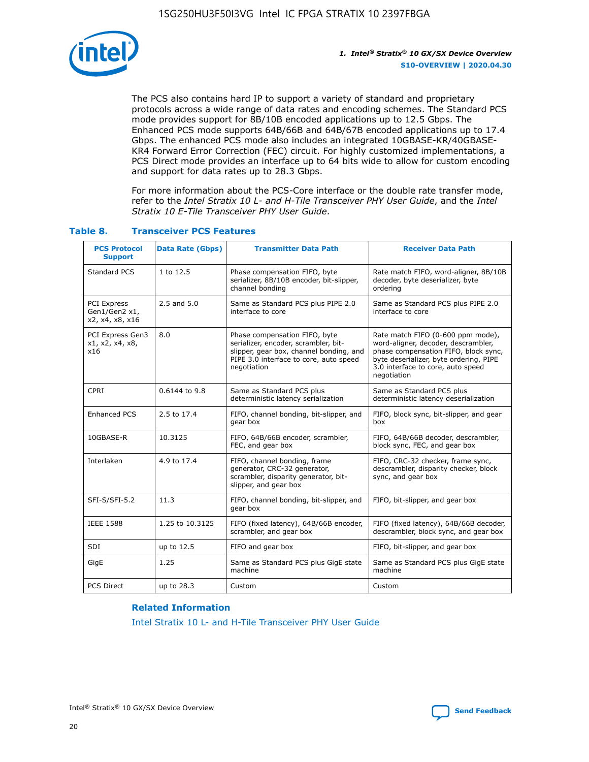The PCS also contains hard IP to support a variety of standard and proprietary protocols across a wide range of data rates and encoding schemes. The Standard PCS mode provides support for 8B/10B encoded applications up to 12.5 Gbps. The Enhanced PCS mode supports 64B/66B and 64B/67B encoded applications up to 17.4 Gbps. The enhanced PCS mode also includes an integrated 10GBASE-KR/40GBASE-KR4 Forward Error Correction (FEC) circuit. For highly customized implementations, a PCS Direct mode provides an interface up to 64 bits wide to allow for custom encoding and support for data rates up to 28.3 Gbps.

For more information about the PCS-Core interface or the double rate transfer mode, refer to the *Intel Stratix 10 L- and H-Tile Transceiver PHY User Guide*, and the *Intel Stratix 10 E-Tile Transceiver PHY User Guide*.

### Table 8. Transceiver PCS Features

| PCS Protocol Support | Data Rate (Gbps) | Transmitter Data Path | Receiver Data Path |
|---|---|---|---|
| Standard PCS | 1 to 12.5 | Phase compensation FIFO, byte serializer, 8B/10B encoder, bit-slipper, channel bonding | Rate match FIFO, word-aligner, 8B/10B decoder, byte deserializer, byte ordering |
| PCI Express Gen1/Gen2 x1, x2, x4, x8, x16 | 2.5 and 5.0 | Same as Standard PCS plus PIPE 2.0 interface to core | Same as Standard PCS plus PIPE 2.0 interface to core |
| PCI Express Gen3 x1, x2, x4, x8, x16 | 8.0 | Phase compensation FIFO, byte serializer, encoder, scrambler, bit-slipper, gear box, channel bonding, and PIPE 3.0 interface to core, auto speed negotiation | Rate match FIFO (0-600 ppm mode), word-aligner, decoder, descrambler, phase compensation FIFO, block sync, byte deserializer, byte ordering, PIPE 3.0 interface to core, auto speed negotiation |
| CPRI | 0.6144 to 9.8 | Same as Standard PCS plus deterministic latency serialization | Same as Standard PCS plus deterministic latency deserialization |
| Enhanced PCS | 2.5 to 17.4 | FIFO, channel bonding, bit-slipper, and gear box | FIFO, block sync, bit-slipper, and gear box |
| 10GBASE-R | 10.3125 | FIFO, 64B/66B encoder, scrambler, FEC, and gear box | FIFO, 64B/66B decoder, descrambler, block sync, FEC, and gear box |
| Interlaken | 4.9 to 17.4 | FIFO, channel bonding, frame generator, CRC-32 generator, scrambler, disparity generator, bit-slipper, and gear box | FIFO, CRC-32 checker, frame sync, descrambler, disparity checker, block sync, and gear box |
| SFI-S/SFI-5.2 | 11.3 | FIFO, channel bonding, bit-slipper, and gear box | FIFO, bit-slipper, and gear box |
| IEEE 1588 | 1.25 to 10.3125 | FIFO (fixed latency), 64B/66B encoder, scrambler, and gear box | FIFO (fixed latency), 64B/66B decoder, descrambler, block sync, and gear box |
| SDI | up to 12.5 | FIFO and gear box | FIFO, bit-slipper, and gear box |
| GigE | 1.25 | Same as Standard PCS plus GigE state machine | Same as Standard PCS plus GigE state machine |
| PCS Direct | up to 28.3 | Custom | Custom |

#### Related Information

Intel Stratix 10 L- and H-Tile Transceiver PHY User Guide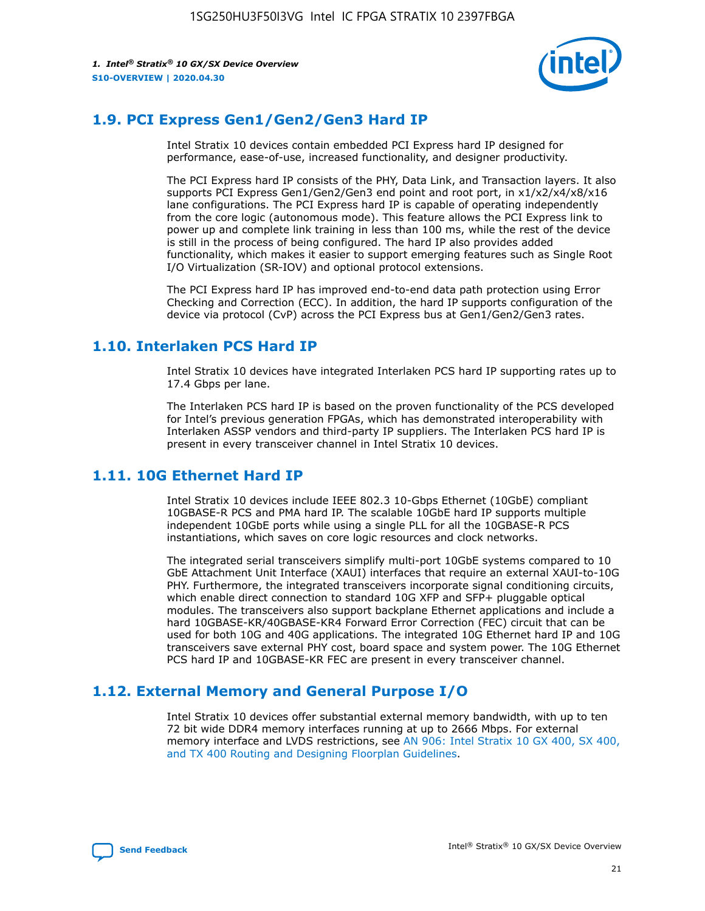## 1.9. PCI Express Gen1/Gen2/Gen3 Hard IP

Intel Stratix 10 devices contain embedded PCI Express hard IP designed for performance, ease-of-use, increased functionality, and designer productivity.

The PCI Express hard IP consists of the PHY, Data Link, and Transaction layers. It also supports PCI Express Gen1/Gen2/Gen3 end point and root port, in x1/x2/x4/x8/x16 lane configurations. The PCI Express hard IP is capable of operating independently from the core logic (autonomous mode). This feature allows the PCI Express link to power up and complete link training in less than 100 ms, while the rest of the device is still in the process of being configured. The hard IP also provides added functionality, which makes it easier to support emerging features such as Single Root I/O Virtualization (SR-IOV) and optional protocol extensions.

The PCI Express hard IP has improved end-to-end data path protection using Error Checking and Correction (ECC). In addition, the hard IP supports configuration of the device via protocol (CvP) across the PCI Express bus at Gen1/Gen2/Gen3 rates.

## 1.10. Interlaken PCS Hard IP

Intel Stratix 10 devices have integrated Interlaken PCS hard IP supporting rates up to 17.4 Gbps per lane.

The Interlaken PCS hard IP is based on the proven functionality of the PCS developed for Intel's previous generation FPGAs, which has demonstrated interoperability with Interlaken ASSP vendors and third-party IP suppliers. The Interlaken PCS hard IP is present in every transceiver channel in Intel Stratix 10 devices.

## 1.11. 10G Ethernet Hard IP

Intel Stratix 10 devices include IEEE 802.3 10-Gbps Ethernet (10GbE) compliant 10GBASE-R PCS and PMA hard IP. The scalable 10GbE hard IP supports multiple independent 10GbE ports while using a single PLL for all the 10GBASE-R PCS instantiations, which saves on core logic resources and clock networks.

The integrated serial transceivers simplify multi-port 10GbE systems compared to 10 GbE Attachment Unit Interface (XAUI) interfaces that require an external XAUI-to-10G PHY. Furthermore, the integrated transceivers incorporate signal conditioning circuits, which enable direct connection to standard 10G XFP and SFP+ pluggable optical modules. The transceivers also support backplane Ethernet applications and include a hard 10GBASE-KR/40GBASE-KR4 Forward Error Correction (FEC) circuit that can be used for both 10G and 40G applications. The integrated 10G Ethernet hard IP and 10G transceivers save external PHY cost, board space and system power. The 10G Ethernet PCS hard IP and 10GBASE-KR FEC are present in every transceiver channel.

## 1.12. External Memory and General Purpose I/O

Intel Stratix 10 devices offer substantial external memory bandwidth, with up to ten 72 bit wide DDR4 memory interfaces running at up to 2666 Mbps. For external memory interface and LVDS restrictions, see AN 906: Intel Stratix 10 GX 400, SX 400, and TX 400 Routing and Designing Floorplan Guidelines.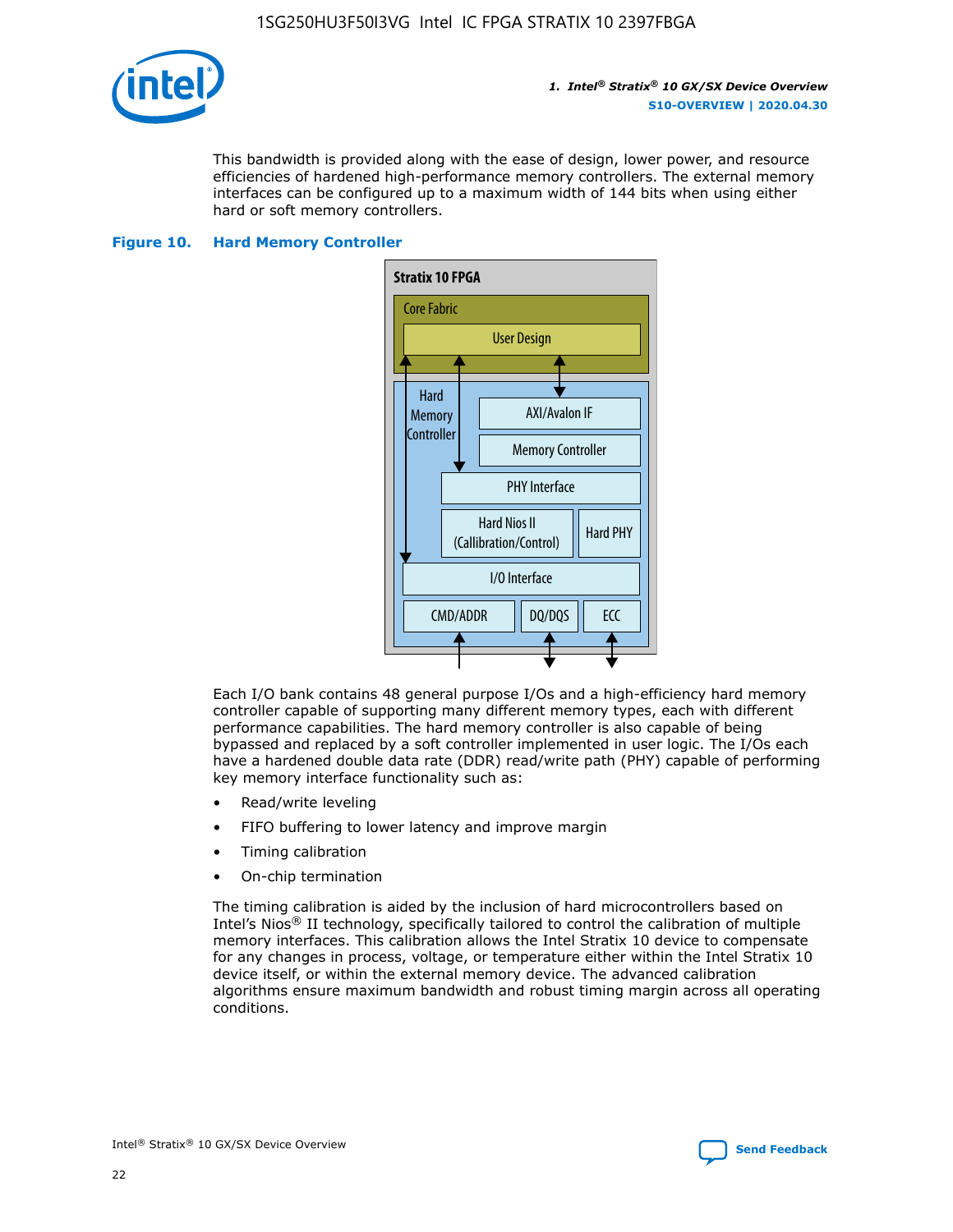This bandwidth is provided along with the ease of design, lower power, and resource efficiencies of hardened high-performance memory controllers. The external memory interfaces can be configured up to a maximum width of 144 bits when using either hard or soft memory controllers.

**Figure 10. Hard Memory Controller**

Each I/O bank contains 48 general purpose I/Os and a high-efficiency hard memory controller capable of supporting many different memory types, each with different performance capabilities. The hard memory controller is also capable of being bypassed and replaced by a soft controller implemented in user logic. The I/Os each have a hardened double data rate (DDR) read/write path (PHY) capable of performing key memory interface functionality such as:

- Read/write leveling
- FIFO buffering to lower latency and improve margin
- Timing calibration
- On-chip termination

The timing calibration is aided by the inclusion of hard microcontrollers based on Intel's Nios® II technology, specifically tailored to control the calibration of multiple memory interfaces. This calibration allows the Intel Stratix 10 device to compensate for any changes in process, voltage, or temperature either within the Intel Stratix 10 device itself, or within the external memory device. The advanced calibration algorithms ensure maximum bandwidth and robust timing margin across all operating conditions.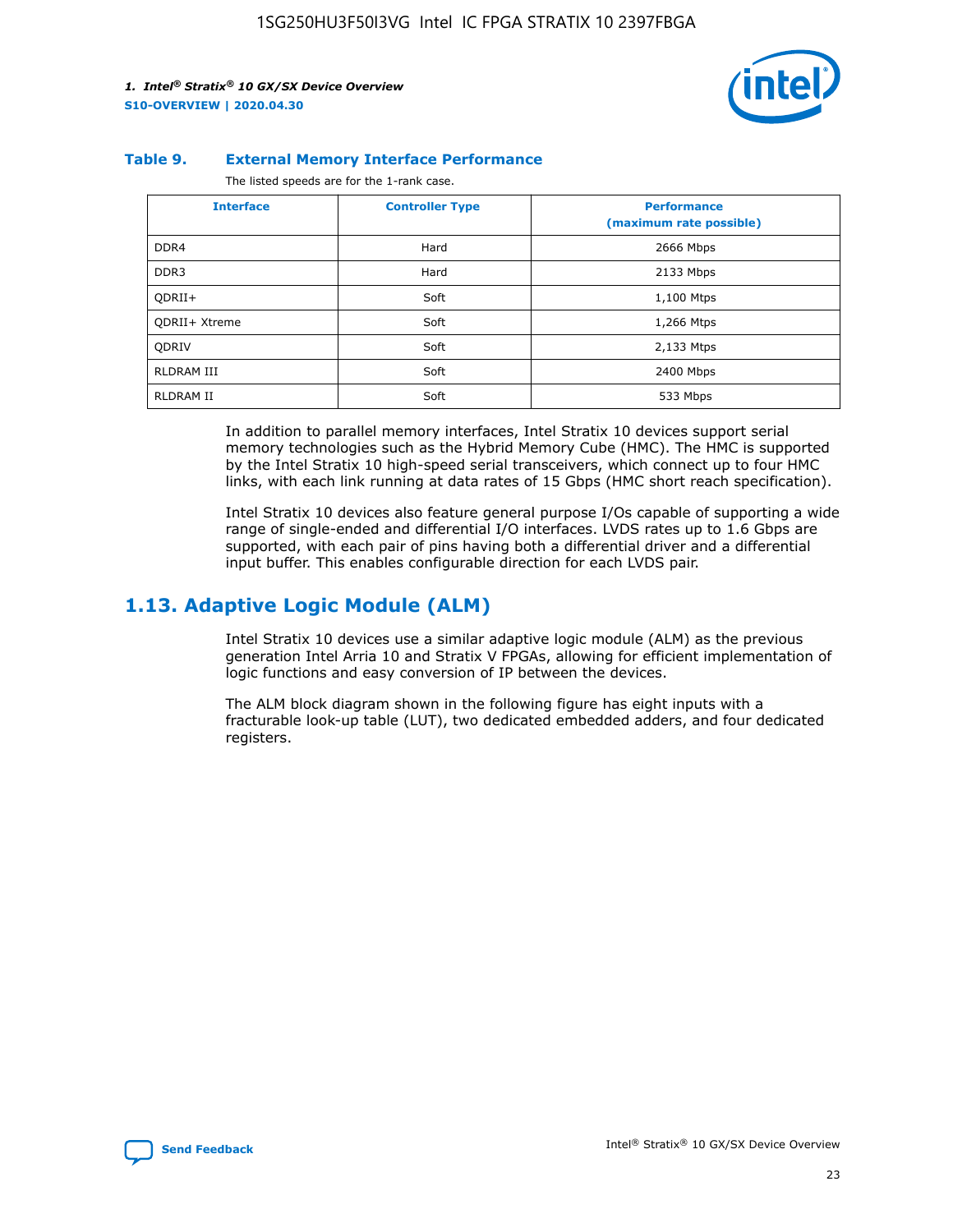**Table 9. External Memory Interface Performance**

The listed speeds are for the 1-rank case.

| Interface | Controller Type | Performance (maximum rate possible) |
|---|---|---|
| DDR4 | Hard | 2666 Mbps |
| DDR3 | Hard | 2133 Mbps |
| QDRII+ | Soft | 1,100 Mtps |
| QDRII+ Xtreme | Soft | 1,266 Mtps |
| QDRIV | Soft | 2,133 Mtps |
| RLDRAM III | Soft | 2400 Mbps |
| RLDRAM II | Soft | 533 Mbps |

In addition to parallel memory interfaces, Intel Stratix 10 devices support serial memory technologies such as the Hybrid Memory Cube (HMC). The HMC is supported by the Intel Stratix 10 high-speed serial transceivers, which connect up to four HMC links, with each link running at data rates of 15 Gbps (HMC short reach specification).

Intel Stratix 10 devices also feature general purpose I/Os capable of supporting a wide range of single-ended and differential I/O interfaces. LVDS rates up to 1.6 Gbps are supported, with each pair of pins having both a differential driver and a differential input buffer. This enables configurable direction for each LVDS pair.

## 1.13. Adaptive Logic Module (ALM)

Intel Stratix 10 devices use a similar adaptive logic module (ALM) as the previous generation Intel Arria 10 and Stratix V FPGAs, allowing for efficient implementation of logic functions and easy conversion of IP between the devices.

The ALM block diagram shown in the following figure has eight inputs with a fracturable look-up table (LUT), two dedicated embedded adders, and four dedicated registers.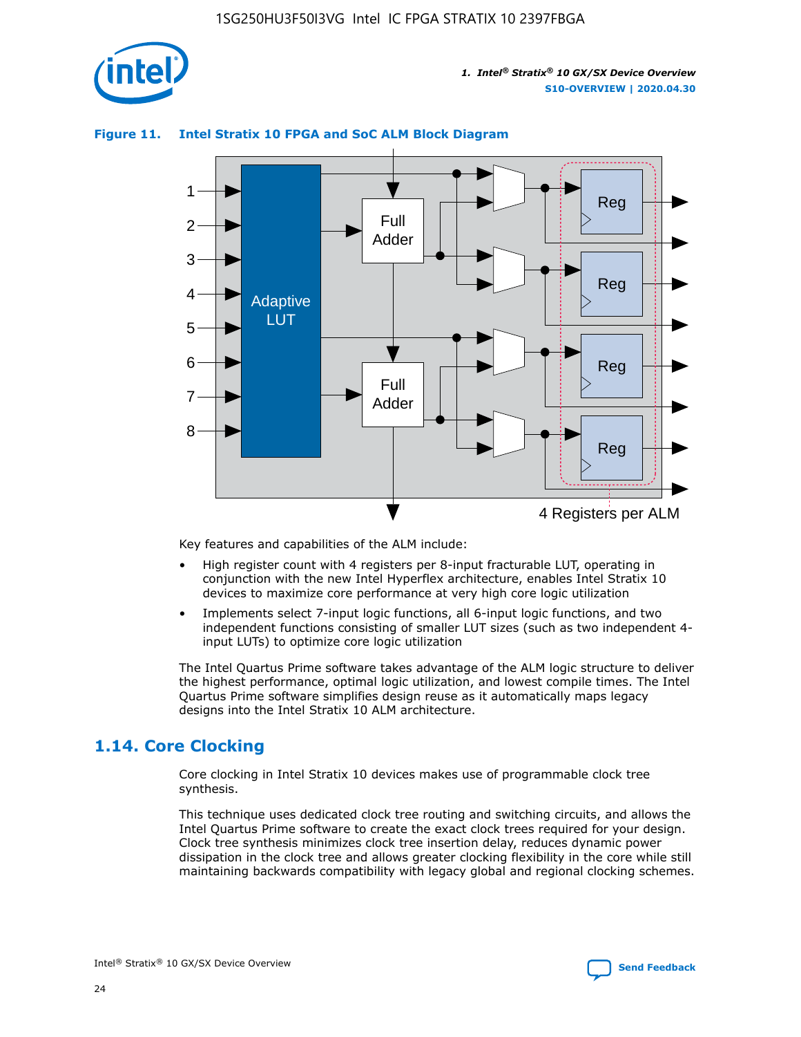**Figure 11. Intel Stratix 10 FPGA and SoC ALM Block Diagram**

Key features and capabilities of the ALM include:

- High register count with 4 registers per 8-input fracturable LUT, operating in conjunction with the new Intel Hyperflex architecture, enables Intel Stratix 10 devices to maximize core performance at very high core logic utilization
- Implements select 7-input logic functions, all 6-input logic functions, and two independent functions consisting of smaller LUT sizes (such as two independent 4-input LUTs) to optimize core logic utilization

The Intel Quartus Prime software takes advantage of the ALM logic structure to deliver the highest performance, optimal logic utilization, and lowest compile times. The Intel Quartus Prime software simplifies design reuse as it automatically maps legacy designs into the Intel Stratix 10 ALM architecture.

## 1.14. Core Clocking

Core clocking in Intel Stratix 10 devices makes use of programmable clock tree synthesis.

This technique uses dedicated clock tree routing and switching circuits, and allows the Intel Quartus Prime software to create the exact clock trees required for your design. Clock tree synthesis minimizes clock tree insertion delay, reduces dynamic power dissipation in the clock tree and allows greater clocking flexibility in the core while still maintaining backwards compatibility with legacy global and regional clocking schemes.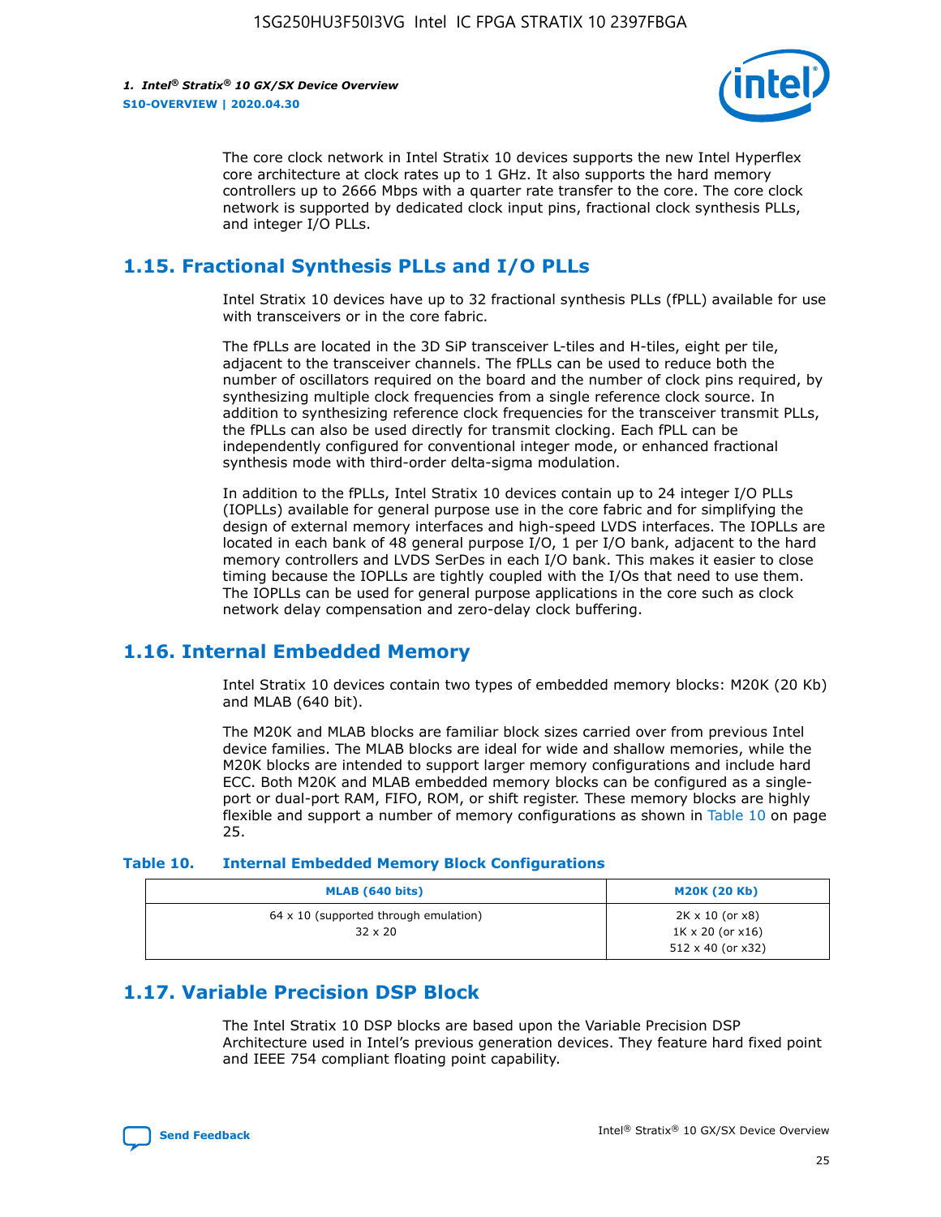The core clock network in Intel Stratix 10 devices supports the new Intel Hyperflex core architecture at clock rates up to 1 GHz. It also supports the hard memory controllers up to 2666 Mbps with a quarter rate transfer to the core. The core clock network is supported by dedicated clock input pins, fractional clock synthesis PLLs, and integer I/O PLLs.

## 1.15. Fractional Synthesis PLLs and I/O PLLs

Intel Stratix 10 devices have up to 32 fractional synthesis PLLs (fPLL) available for use with transceivers or in the core fabric.

The fPLLs are located in the 3D SiP transceiver L-tiles and H-tiles, eight per tile, adjacent to the transceiver channels. The fPLLs can be used to reduce both the number of oscillators required on the board and the number of clock pins required, by synthesizing multiple clock frequencies from a single reference clock source. In addition to synthesizing reference clock frequencies for the transceiver transmit PLLs, the fPLLs can also be used directly for transmit clocking. Each fPLL can be independently configured for conventional integer mode, or enhanced fractional synthesis mode with third-order delta-sigma modulation.

In addition to the fPLLs, Intel Stratix 10 devices contain up to 24 integer I/O PLLs (IOPLLs) available for general purpose use in the core fabric and for simplifying the design of external memory interfaces and high-speed LVDS interfaces. The IOPLLs are located in each bank of 48 general purpose I/O, 1 per I/O bank, adjacent to the hard memory controllers and LVDS SerDes in each I/O bank. This makes it easier to close timing because the IOPLLs are tightly coupled with the I/Os that need to use them. The IOPLLs can be used for general purpose applications in the core such as clock network delay compensation and zero-delay clock buffering.

## 1.16. Internal Embedded Memory

Intel Stratix 10 devices contain two types of embedded memory blocks: M20K (20 Kb) and MLAB (640 bit).

The M20K and MLAB blocks are familiar block sizes carried over from previous Intel device families. The MLAB blocks are ideal for wide and shallow memories, while the M20K blocks are intended to support larger memory configurations and include hard ECC. Both M20K and MLAB embedded memory blocks can be configured as a single-port or dual-port RAM, FIFO, ROM, or shift register. These memory blocks are highly flexible and support a number of memory configurations as shown in Table 10 on page 25.

**Table 10. Internal Embedded Memory Block Configurations**

| MLAB (640 bits) | M20K (20 Kb) |
|---|---|
| 64 x 10 (supported through emulation)<br>32 x 20 | 2K x 10 (or x8)<br>1K x 20 (or x16)<br>512 x 40 (or x32) |

## 1.17. Variable Precision DSP Block

The Intel Stratix 10 DSP blocks are based upon the Variable Precision DSP Architecture used in Intel's previous generation devices. They feature hard fixed point and IEEE 754 compliant floating point capability.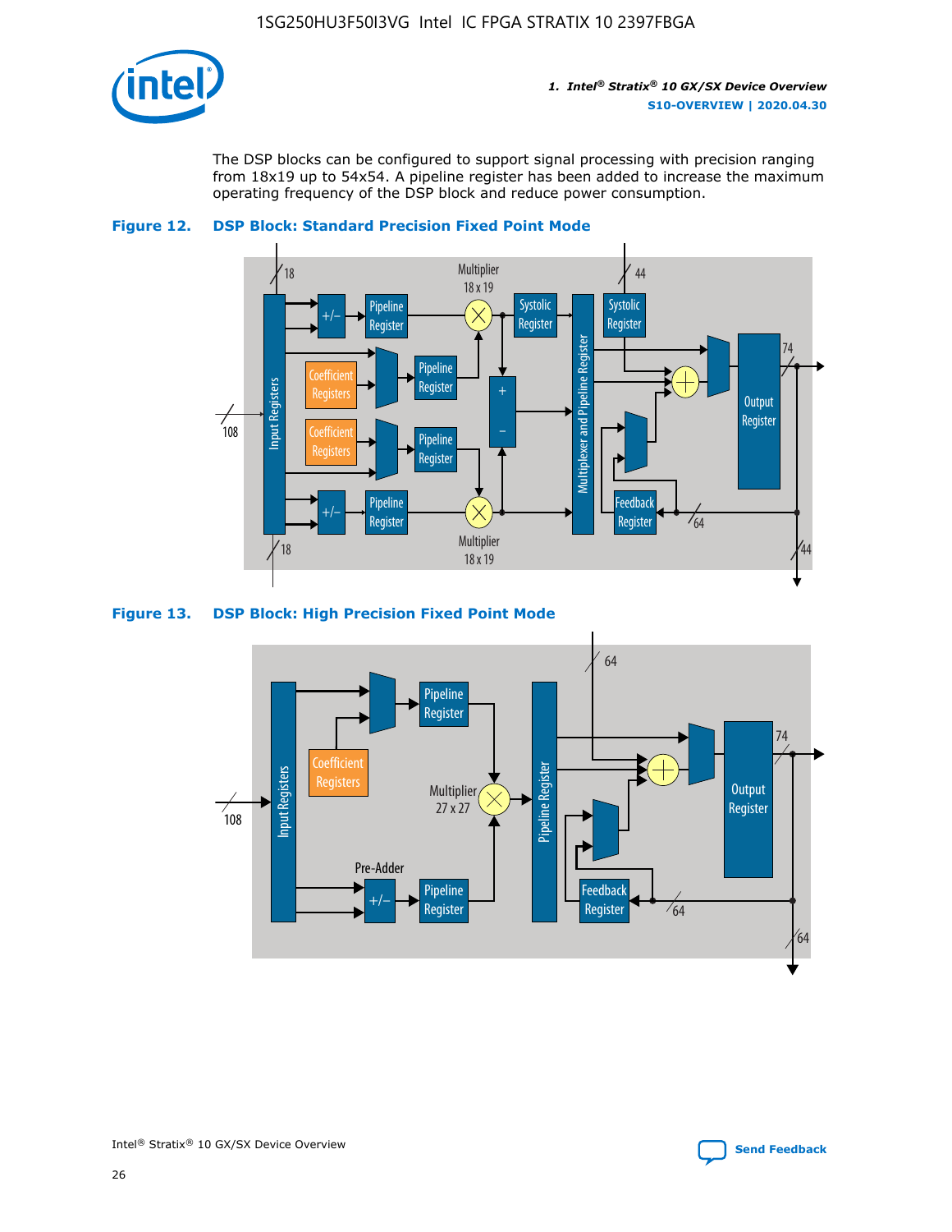The DSP blocks can be configured to support signal processing with precision ranging from 18x19 up to 54x54. A pipeline register has been added to increase the maximum operating frequency of the DSP block and reduce power consumption.

**Figure 12. DSP Block: Standard Precision Fixed Point Mode**

**Figure 13. DSP Block: High Precision Fixed Point Mode**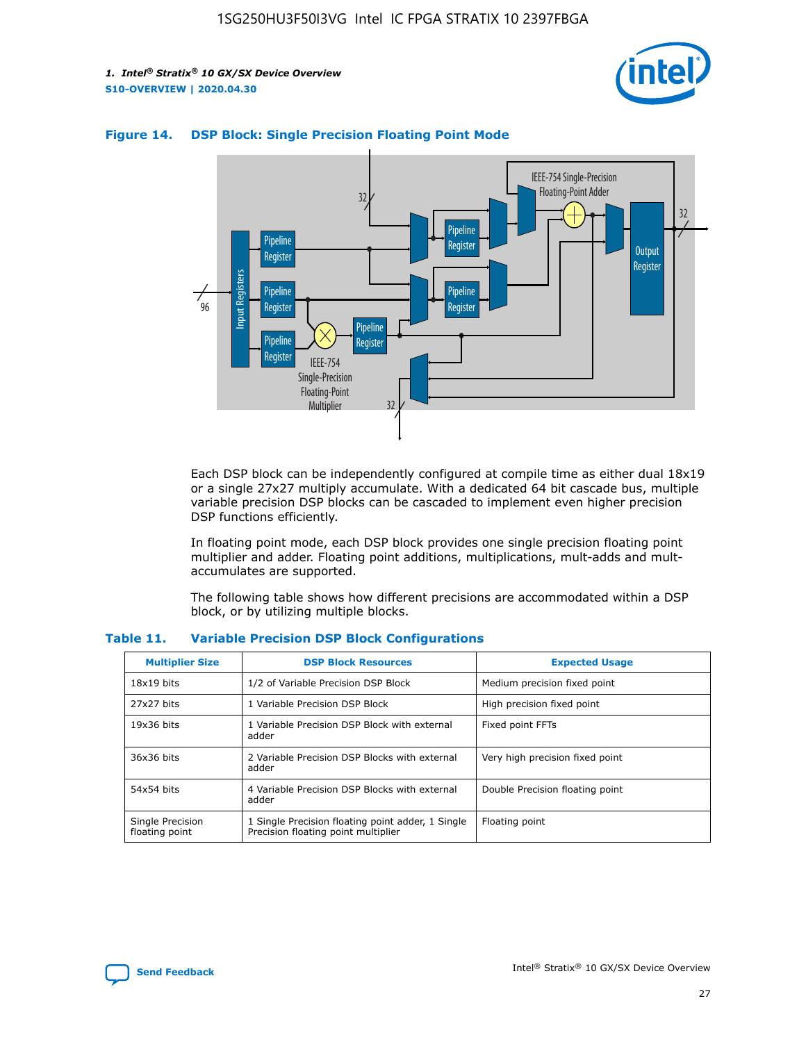#### Figure 14. DSP Block: Single Precision Floating Point Mode

Each DSP block can be independently configured at compile time as either dual 18x19 or a single 27x27 multiply accumulate. With a dedicated 64 bit cascade bus, multiple variable precision DSP blocks can be cascaded to implement even higher precision DSP functions efficiently.

In floating point mode, each DSP block provides one single precision floating point multiplier and adder. Floating point additions, multiplications, mult-adds and mult-accumulates are supported.

The following table shows how different precisions are accommodated within a DSP block, or by utilizing multiple blocks.

#### Table 11. Variable Precision DSP Block Configurations

| Multiplier Size | DSP Block Resources | Expected Usage |
|---|---|---|
| 18x19 bits | 1/2 of Variable Precision DSP Block | Medium precision fixed point |
| 27x27 bits | 1 Variable Precision DSP Block | High precision fixed point |
| 19x36 bits | 1 Variable Precision DSP Block with external adder | Fixed point FFTs |
| 36x36 bits | 2 Variable Precision DSP Blocks with external adder | Very high precision fixed point |
| 54x54 bits | 4 Variable Precision DSP Blocks with external adder | Double Precision floating point |
| Single Precision floating point | 1 Single Precision floating point adder, 1 Single Precision floating point multiplier | Floating point |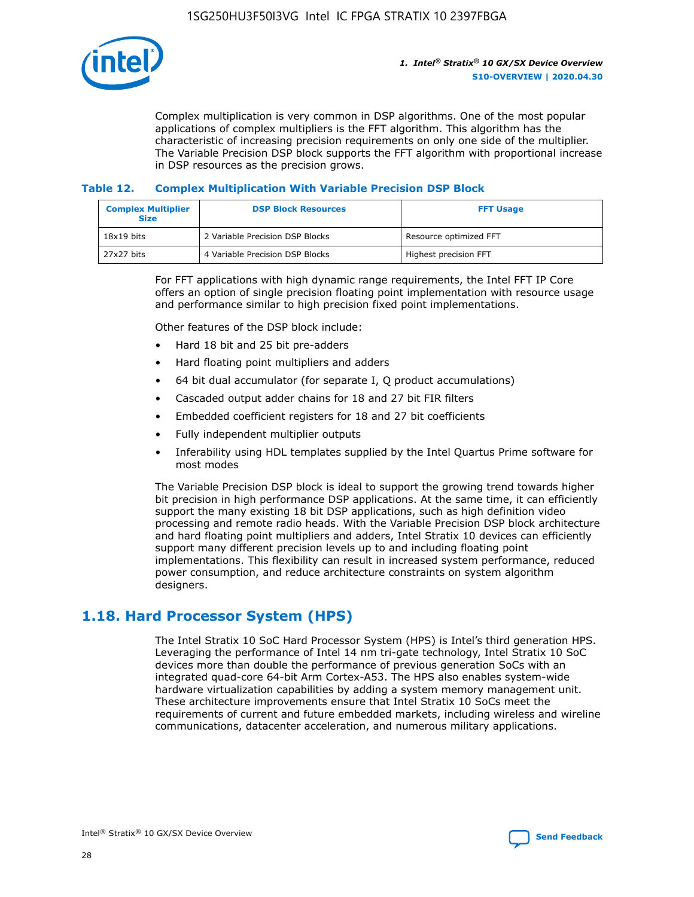Complex multiplication is very common in DSP algorithms. One of the most popular applications of complex multipliers is the FFT algorithm. This algorithm has the characteristic of increasing precision requirements on only one side of the multiplier. The Variable Precision DSP block supports the FFT algorithm with proportional increase in DSP resources as the precision grows.

**Table 12. Complex Multiplication With Variable Precision DSP Block**

| Complex Multiplier Size | DSP Block Resources | FFT Usage |
| --- | --- | --- |
| 18x19 bits | 2 Variable Precision DSP Blocks | Resource optimized FFT |
| 27x27 bits | 4 Variable Precision DSP Blocks | Highest precision FFT |

For FFT applications with high dynamic range requirements, the Intel FFT IP Core offers an option of single precision floating point implementation with resource usage and performance similar to high precision fixed point implementations.

Other features of the DSP block include:

- Hard 18 bit and 25 bit pre-adders
- Hard floating point multipliers and adders
- 64 bit dual accumulator (for separate I, Q product accumulations)
- Cascaded output adder chains for 18 and 27 bit FIR filters
- Embedded coefficient registers for 18 and 27 bit coefficients
- Fully independent multiplier outputs
- Inferability using HDL templates supplied by the Intel Quartus Prime software for most modes

The Variable Precision DSP block is ideal to support the growing trend towards higher bit precision in high performance DSP applications. At the same time, it can efficiently support the many existing 18 bit DSP applications, such as high definition video processing and remote radio heads. With the Variable Precision DSP block architecture and hard floating point multipliers and adders, Intel Stratix 10 devices can efficiently support many different precision levels up to and including floating point implementations. This flexibility can result in increased system performance, reduced power consumption, and reduce architecture constraints on system algorithm designers.

## 1.18. Hard Processor System (HPS)

The Intel Stratix 10 SoC Hard Processor System (HPS) is Intel's third generation HPS. Leveraging the performance of Intel 14 nm tri-gate technology, Intel Stratix 10 SoC devices more than double the performance of previous generation SoCs with an integrated quad-core 64-bit Arm Cortex-A53. The HPS also enables system-wide hardware virtualization capabilities by adding a system memory management unit. These architecture improvements ensure that Intel Stratix 10 SoCs meet the requirements of current and future embedded markets, including wireless and wireline communications, datacenter acceleration, and numerous military applications.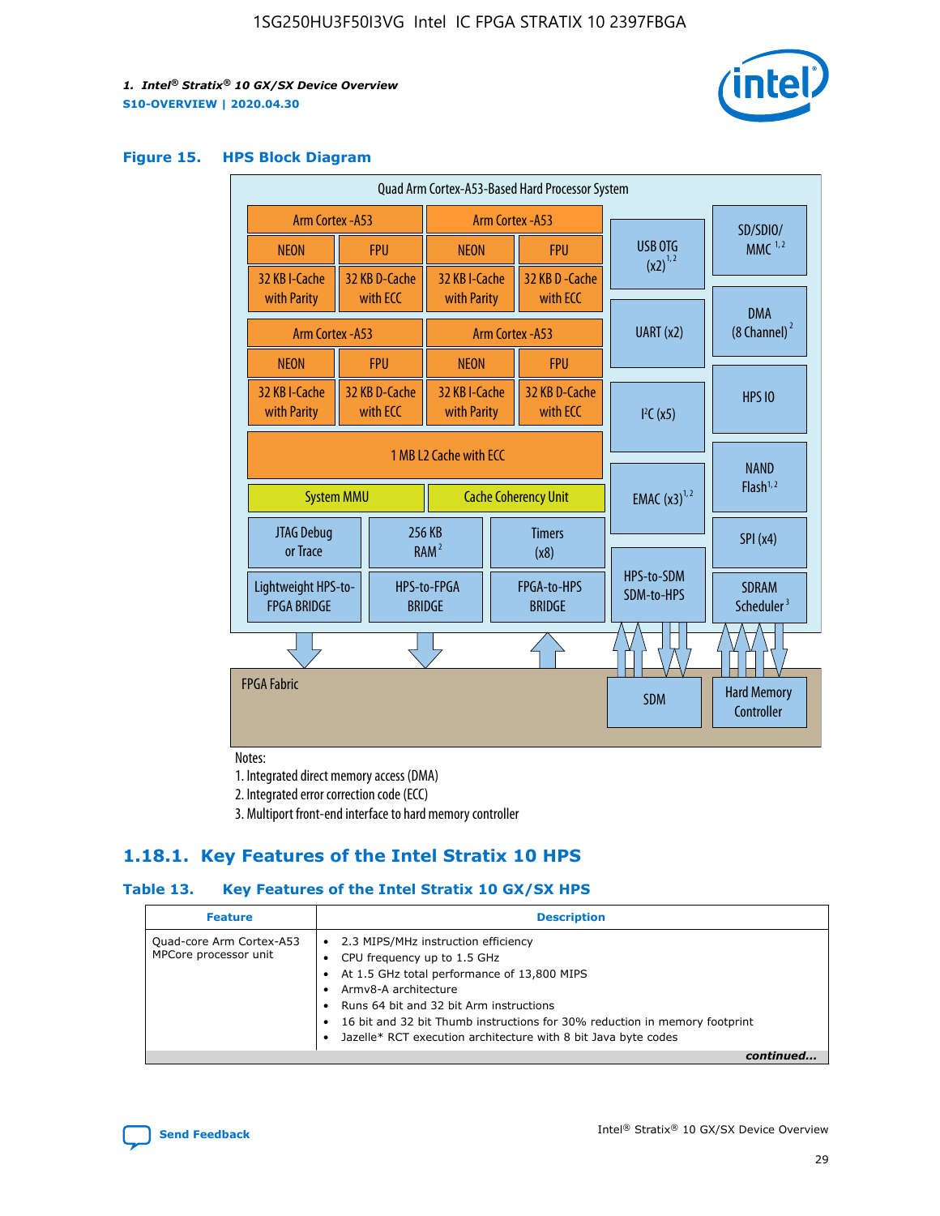### Figure 15. HPS Block Diagram

Quad Arm Cortex-A53-Based Hard Processor System

| Arm Cortex -A53 | | Arm Cortex -A53 | |
|---|---|---|---|
| NEON | FPU | NEON | FPU |
| 32 KB I-Cache with Parity | 32 KB D-Cache with ECC | 32 KB I-Cache with Parity | 32 KB D-Cache with ECC |

| Arm Cortex -A53 | | Arm Cortex -A53 | |
|---|---|---|---|
| NEON | FPU | NEON | FPU |
| 32 KB I-Cache with Parity | 32 KB D-Cache with ECC | 32 KB I-Cache with Parity | 32 KB D-Cache with ECC |

1 MB L2 Cache with ECC

System MMU | Cache Coherency Unit

JTAG Debug or Trace | 256 KB RAM [2] | Timers (x8)

Lightweight HPS-to-FPGA BRIDGE | HPS-to-FPGA BRIDGE | FPGA-to-HPS BRIDGE

USB OTG (x2) [1,2] | UART (x2) | I²C (x5) | EMAC (x3) [1,2] | HPS-to-SDM SDM-to-HPS

SD/SDIO/MMC [1,2] | DMA (8 Channel) [2] | HPS IO | NAND Flash [1,2] | SPI (x4) | SDRAM Scheduler [3]

FPGA Fabric | SDM | Hard Memory Controller

Notes:

1. Integrated direct memory access (DMA)
2. Integrated error correction code (ECC)
3. Multiport front-end interface to hard memory controller

## 1.18.1. Key Features of the Intel Stratix 10 HPS

### Table 13. Key Features of the Intel Stratix 10 GX/SX HPS

| Feature | Description |
|---|---|
| Quad-core Arm Cortex-A53 MPCore processor unit | • 2.3 MIPS/MHz instruction efficiency<br>• CPU frequency up to 1.5 GHz<br>• At 1.5 GHz total performance of 13,800 MIPS<br>• Armv8-A architecture<br>• Runs 64 bit and 32 bit Arm instructions<br>• 16 bit and 32 bit Thumb instructions for 30% reduction in memory footprint<br>• Jazelle* RCT execution architecture with 8 bit Java byte codes |

*continued...*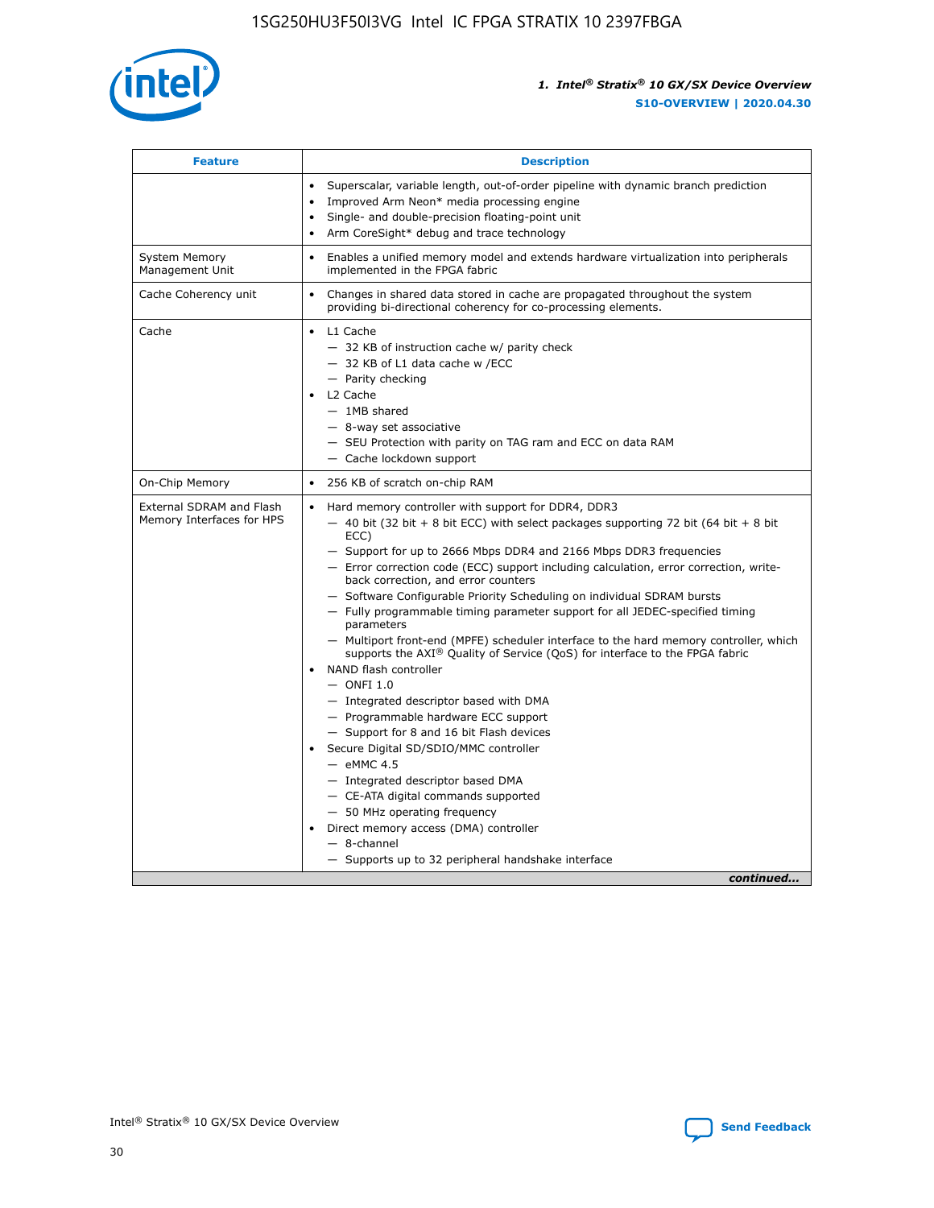| Feature | Description |
| --- | --- |
|  | • Superscalar, variable length, out-of-order pipeline with dynamic branch prediction<br>• Improved Arm Neon* media processing engine<br>• Single- and double-precision floating-point unit<br>• Arm CoreSight* debug and trace technology |
| System Memory Management Unit | • Enables a unified memory model and extends hardware virtualization into peripherals implemented in the FPGA fabric |
| Cache Coherency unit | • Changes in shared data stored in cache are propagated throughout the system providing bi-directional coherency for co-processing elements. |
| Cache | • L1 Cache<br>— 32 KB of instruction cache w/ parity check<br>— 32 KB of L1 data cache w /ECC<br>— Parity checking<br>• L2 Cache<br>— 1MB shared<br>— 8-way set associative<br>— SEU Protection with parity on TAG ram and ECC on data RAM<br>— Cache lockdown support |
| On-Chip Memory | • 256 KB of scratch on-chip RAM |
| External SDRAM and Flash Memory Interfaces for HPS | • Hard memory controller with support for DDR4, DDR3<br>— 40 bit (32 bit + 8 bit ECC) with select packages supporting 72 bit (64 bit + 8 bit ECC)<br>— Support for up to 2666 Mbps DDR4 and 2166 Mbps DDR3 frequencies<br>— Error correction code (ECC) support including calculation, error correction, write-back correction, and error counters<br>— Software Configurable Priority Scheduling on individual SDRAM bursts<br>— Fully programmable timing parameter support for all JEDEC-specified timing parameters<br>— Multiport front-end (MPFE) scheduler interface to the hard memory controller, which supports the AXI® Quality of Service (QoS) for interface to the FPGA fabric<br>• NAND flash controller<br>— ONFI 1.0<br>— Integrated descriptor based with DMA<br>— Programmable hardware ECC support<br>— Support for 8 and 16 bit Flash devices<br>• Secure Digital SD/SDIO/MMC controller<br>— eMMC 4.5<br>— Integrated descriptor based DMA<br>— CE-ATA digital commands supported<br>— 50 MHz operating frequency<br>• Direct memory access (DMA) controller<br>— 8-channel<br>— Supports up to 32 peripheral handshake interface |

*continued...*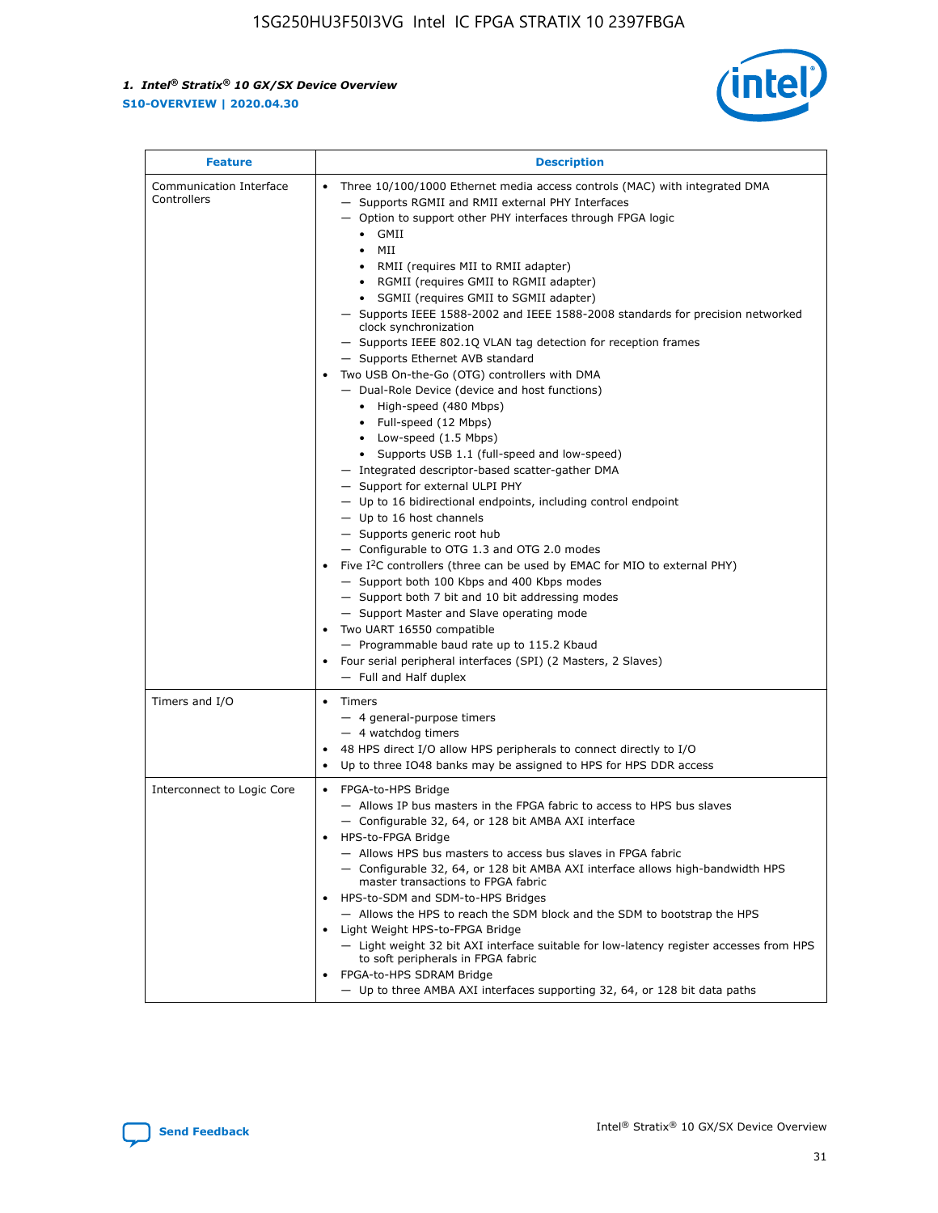| Feature | Description |
| --- | --- |
| Communication Interface Controllers | • Three 10/100/1000 Ethernet media access controls (MAC) with integrated DMA<br>— Supports RGMII and RMII external PHY Interfaces<br>— Option to support other PHY interfaces through FPGA logic<br>• GMII<br>• MII<br>• RMII (requires MII to RMII adapter)<br>• RGMII (requires GMII to RGMII adapter)<br>• SGMII (requires GMII to SGMII adapter)<br>— Supports IEEE 1588-2002 and IEEE 1588-2008 standards for precision networked clock synchronization<br>— Supports IEEE 802.1Q VLAN tag detection for reception frames<br>— Supports Ethernet AVB standard<br>• Two USB On-the-Go (OTG) controllers with DMA<br>— Dual-Role Device (device and host functions)<br>• High-speed (480 Mbps)<br>• Full-speed (12 Mbps)<br>• Low-speed (1.5 Mbps)<br>• Supports USB 1.1 (full-speed and low-speed)<br>— Integrated descriptor-based scatter-gather DMA<br>— Support for external ULPI PHY<br>— Up to 16 bidirectional endpoints, including control endpoint<br>— Up to 16 host channels<br>— Supports generic root hub<br>— Configurable to OTG 1.3 and OTG 2.0 modes<br>• Five I$^2$C controllers (three can be used by EMAC for MIO to external PHY)<br>— Support both 100 Kbps and 400 Kbps modes<br>— Support both 7 bit and 10 bit addressing modes<br>— Support Master and Slave operating mode<br>• Two UART 16550 compatible<br>— Programmable baud rate up to 115.2 Kbaud<br>• Four serial peripheral interfaces (SPI) (2 Masters, 2 Slaves)<br>— Full and Half duplex |
| Timers and I/O | • Timers<br>— 4 general-purpose timers<br>— 4 watchdog timers<br>• 48 HPS direct I/O allow HPS peripherals to connect directly to I/O<br>• Up to three IO48 banks may be assigned to HPS for HPS DDR access |
| Interconnect to Logic Core | • FPGA-to-HPS Bridge<br>— Allows IP bus masters in the FPGA fabric to access to HPS bus slaves<br>— Configurable 32, 64, or 128 bit AMBA AXI interface<br>• HPS-to-FPGA Bridge<br>— Allows HPS bus masters to access bus slaves in FPGA fabric<br>— Configurable 32, 64, or 128 bit AMBA AXI interface allows high-bandwidth HPS master transactions to FPGA fabric<br>• HPS-to-SDM and SDM-to-HPS Bridges<br>— Allows the HPS to reach the SDM block and the SDM to bootstrap the HPS<br>• Light Weight HPS-to-FPGA Bridge<br>— Light weight 32 bit AXI interface suitable for low-latency register accesses from HPS to soft peripherals in FPGA fabric<br>• FPGA-to-HPS SDRAM Bridge<br>— Up to three AMBA AXI interfaces supporting 32, 64, or 128 bit data paths |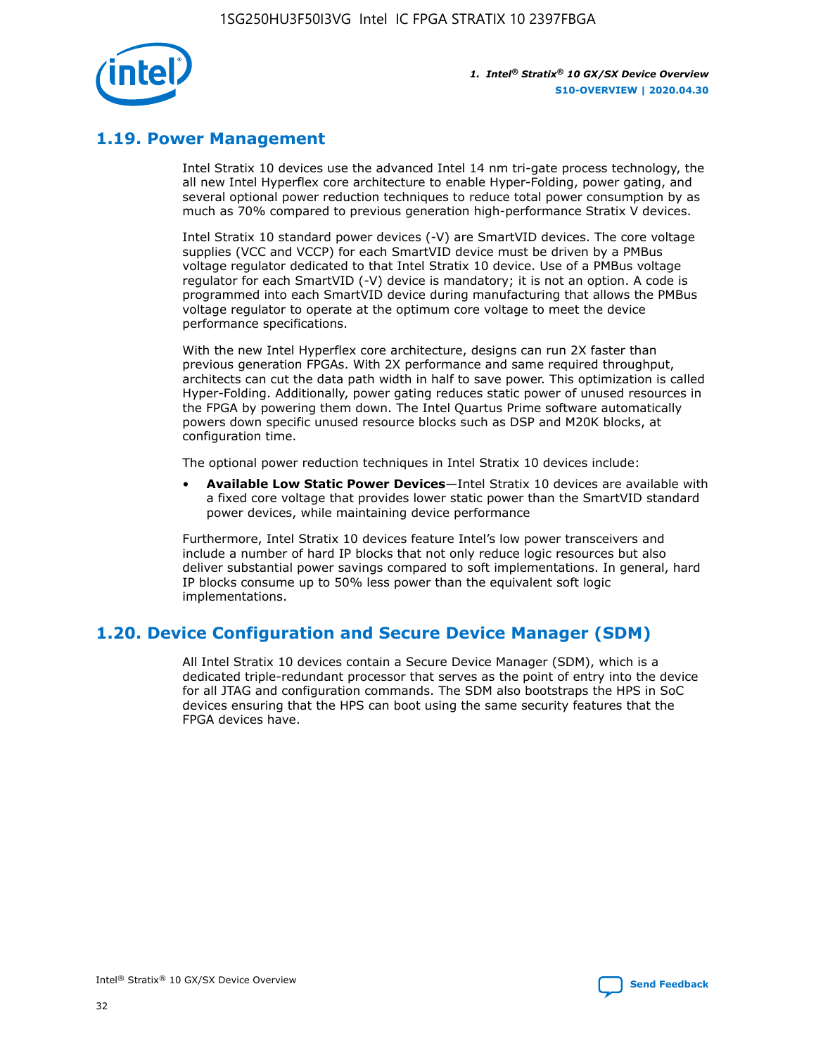## 1.19. Power Management

Intel Stratix 10 devices use the advanced Intel 14 nm tri-gate process technology, the all new Intel Hyperflex core architecture to enable Hyper-Folding, power gating, and several optional power reduction techniques to reduce total power consumption by as much as 70% compared to previous generation high-performance Stratix V devices.

Intel Stratix 10 standard power devices (-V) are SmartVID devices. The core voltage supplies (VCC and VCCP) for each SmartVID device must be driven by a PMBus voltage regulator dedicated to that Intel Stratix 10 device. Use of a PMBus voltage regulator for each SmartVID (-V) device is mandatory; it is not an option. A code is programmed into each SmartVID device during manufacturing that allows the PMBus voltage regulator to operate at the optimum core voltage to meet the device performance specifications.

With the new Intel Hyperflex core architecture, designs can run 2X faster than previous generation FPGAs. With 2X performance and same required throughput, architects can cut the data path width in half to save power. This optimization is called Hyper-Folding. Additionally, power gating reduces static power of unused resources in the FPGA by powering them down. The Intel Quartus Prime software automatically powers down specific unused resource blocks such as DSP and M20K blocks, at configuration time.

The optional power reduction techniques in Intel Stratix 10 devices include:

- **Available Low Static Power Devices**—Intel Stratix 10 devices are available with a fixed core voltage that provides lower static power than the SmartVID standard power devices, while maintaining device performance

Furthermore, Intel Stratix 10 devices feature Intel's low power transceivers and include a number of hard IP blocks that not only reduce logic resources but also deliver substantial power savings compared to soft implementations. In general, hard IP blocks consume up to 50% less power than the equivalent soft logic implementations.

## 1.20. Device Configuration and Secure Device Manager (SDM)

All Intel Stratix 10 devices contain a Secure Device Manager (SDM), which is a dedicated triple-redundant processor that serves as the point of entry into the device for all JTAG and configuration commands. The SDM also bootstraps the HPS in SoC devices ensuring that the HPS can boot using the same security features that the FPGA devices have.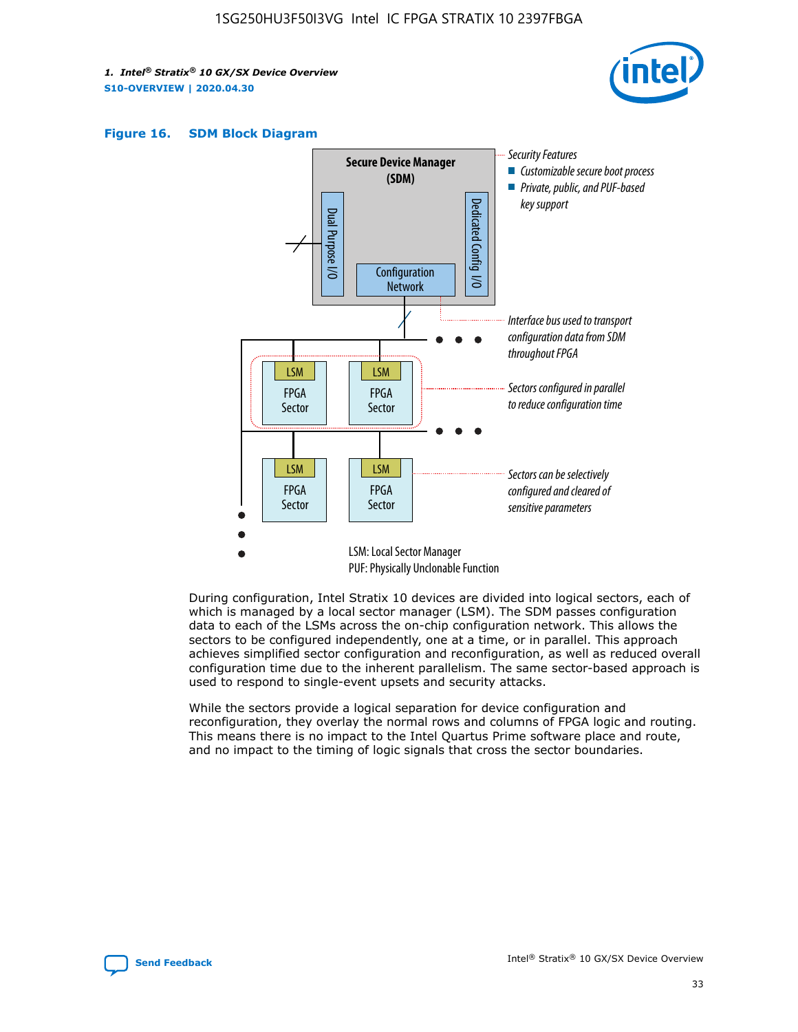**Figure 16. SDM Block Diagram**

Secure Device Manager (SDM)

Dual Purpose I/O

Dedicated Config I/O

Configuration Network

Security Features
- Customizable secure boot process
- Private, public, and PUF-based key support

Interface bus used to transport configuration data from SDM throughout FPGA

LSM FPGA Sector

Sectors configured in parallel to reduce configuration time

Sectors can be selectively configured and cleared of sensitive parameters

LSM: Local Sector Manager
PUF: Physically Unclonable Function

During configuration, Intel Stratix 10 devices are divided into logical sectors, each of which is managed by a local sector manager (LSM). The SDM passes configuration data to each of the LSMs across the on-chip configuration network. This allows the sectors to be configured independently, one at a time, or in parallel. This approach achieves simplified sector configuration and reconfiguration, as well as reduced overall configuration time due to the inherent parallelism. The same sector-based approach is used to respond to single-event upsets and security attacks.

While the sectors provide a logical separation for device configuration and reconfiguration, they overlay the normal rows and columns of FPGA logic and routing. This means there is no impact to the Intel Quartus Prime software place and route, and no impact to the timing of logic signals that cross the sector boundaries.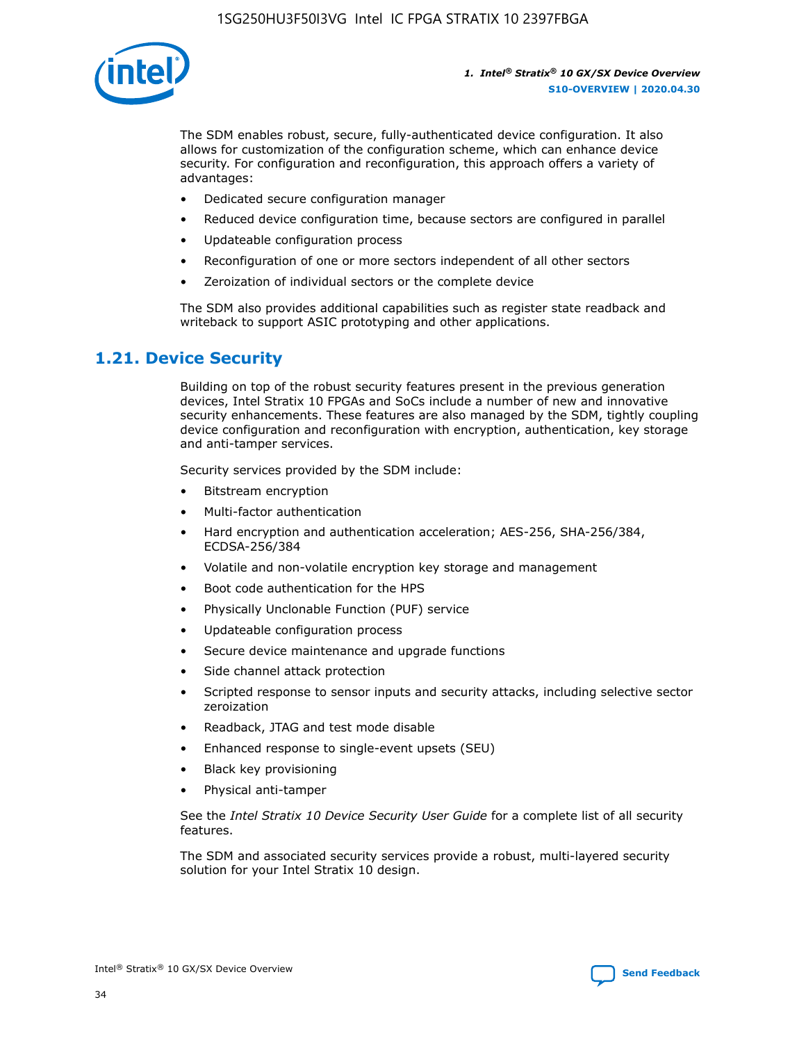The SDM enables robust, secure, fully-authenticated device configuration. It also allows for customization of the configuration scheme, which can enhance device security. For configuration and reconfiguration, this approach offers a variety of advantages:

- Dedicated secure configuration manager
- Reduced device configuration time, because sectors are configured in parallel
- Updateable configuration process
- Reconfiguration of one or more sectors independent of all other sectors
- Zeroization of individual sectors or the complete device

The SDM also provides additional capabilities such as register state readback and writeback to support ASIC prototyping and other applications.

## 1.21. Device Security

Building on top of the robust security features present in the previous generation devices, Intel Stratix 10 FPGAs and SoCs include a number of new and innovative security enhancements. These features are also managed by the SDM, tightly coupling device configuration and reconfiguration with encryption, authentication, key storage and anti-tamper services.

Security services provided by the SDM include:

- Bitstream encryption
- Multi-factor authentication
- Hard encryption and authentication acceleration; AES-256, SHA-256/384, ECDSA-256/384
- Volatile and non-volatile encryption key storage and management
- Boot code authentication for the HPS
- Physically Unclonable Function (PUF) service
- Updateable configuration process
- Secure device maintenance and upgrade functions
- Side channel attack protection
- Scripted response to sensor inputs and security attacks, including selective sector zeroization
- Readback, JTAG and test mode disable
- Enhanced response to single-event upsets (SEU)
- Black key provisioning
- Physical anti-tamper

See the *Intel Stratix 10 Device Security User Guide* for a complete list of all security features.

The SDM and associated security services provide a robust, multi-layered security solution for your Intel Stratix 10 design.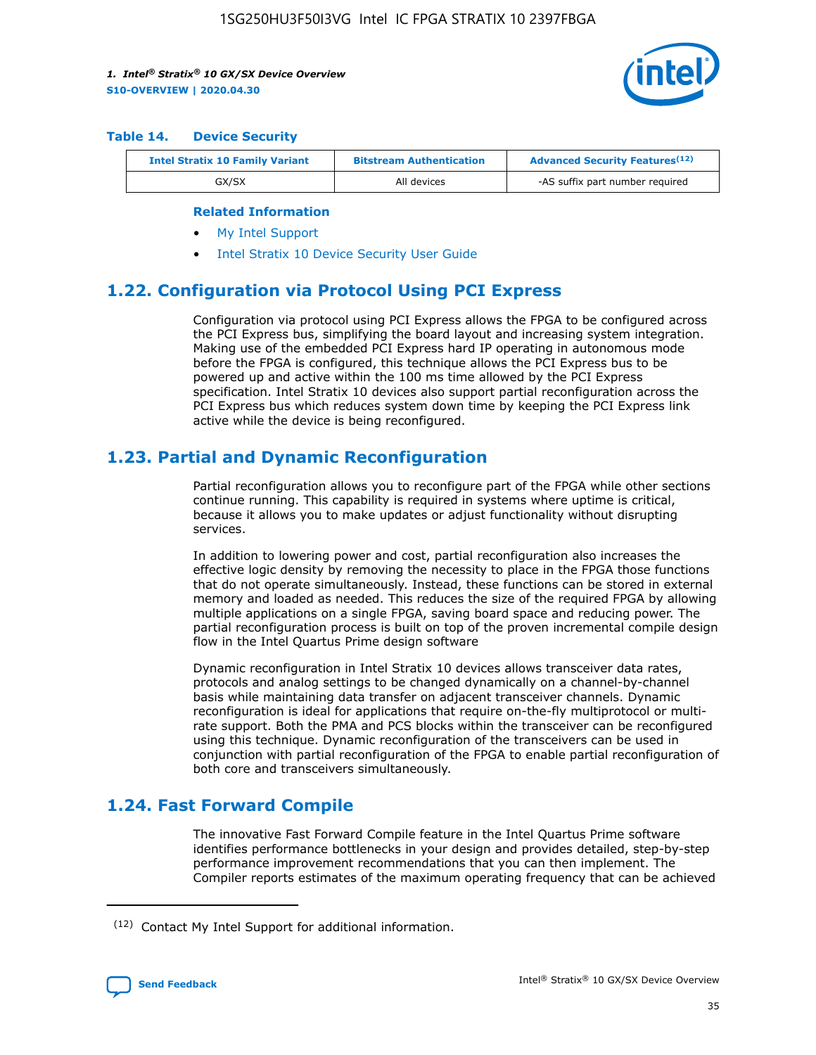**Table 14. Device Security**

| Intel Stratix 10 Family Variant | Bitstream Authentication | Advanced Security Features[(12)] |
|---|---|---|
| GX/SX | All devices | -AS suffix part number required |

**Related Information**

- My Intel Support
- Intel Stratix 10 Device Security User Guide

## 1.22. Configuration via Protocol Using PCI Express

Configuration via protocol using PCI Express allows the FPGA to be configured across the PCI Express bus, simplifying the board layout and increasing system integration. Making use of the embedded PCI Express hard IP operating in autonomous mode before the FPGA is configured, this technique allows the PCI Express bus to be powered up and active within the 100 ms time allowed by the PCI Express specification. Intel Stratix 10 devices also support partial reconfiguration across the PCI Express bus which reduces system down time by keeping the PCI Express link active while the device is being reconfigured.

## 1.23. Partial and Dynamic Reconfiguration

Partial reconfiguration allows you to reconfigure part of the FPGA while other sections continue running. This capability is required in systems where uptime is critical, because it allows you to make updates or adjust functionality without disrupting services.

In addition to lowering power and cost, partial reconfiguration also increases the effective logic density by removing the necessity to place in the FPGA those functions that do not operate simultaneously. Instead, these functions can be stored in external memory and loaded as needed. This reduces the size of the required FPGA by allowing multiple applications on a single FPGA, saving board space and reducing power. The partial reconfiguration process is built on top of the proven incremental compile design flow in the Intel Quartus Prime design software

Dynamic reconfiguration in Intel Stratix 10 devices allows transceiver data rates, protocols and analog settings to be changed dynamically on a channel-by-channel basis while maintaining data transfer on adjacent transceiver channels. Dynamic reconfiguration is ideal for applications that require on-the-fly multiprotocol or multi-rate support. Both the PMA and PCS blocks within the transceiver can be reconfigured using this technique. Dynamic reconfiguration of the transceivers can be used in conjunction with partial reconfiguration of the FPGA to enable partial reconfiguration of both core and transceivers simultaneously.

## 1.24. Fast Forward Compile

The innovative Fast Forward Compile feature in the Intel Quartus Prime software identifies performance bottlenecks in your design and provides detailed, step-by-step performance improvement recommendations that you can then implement. The Compiler reports estimates of the maximum operating frequency that can be achieved

(12) Contact My Intel Support for additional information.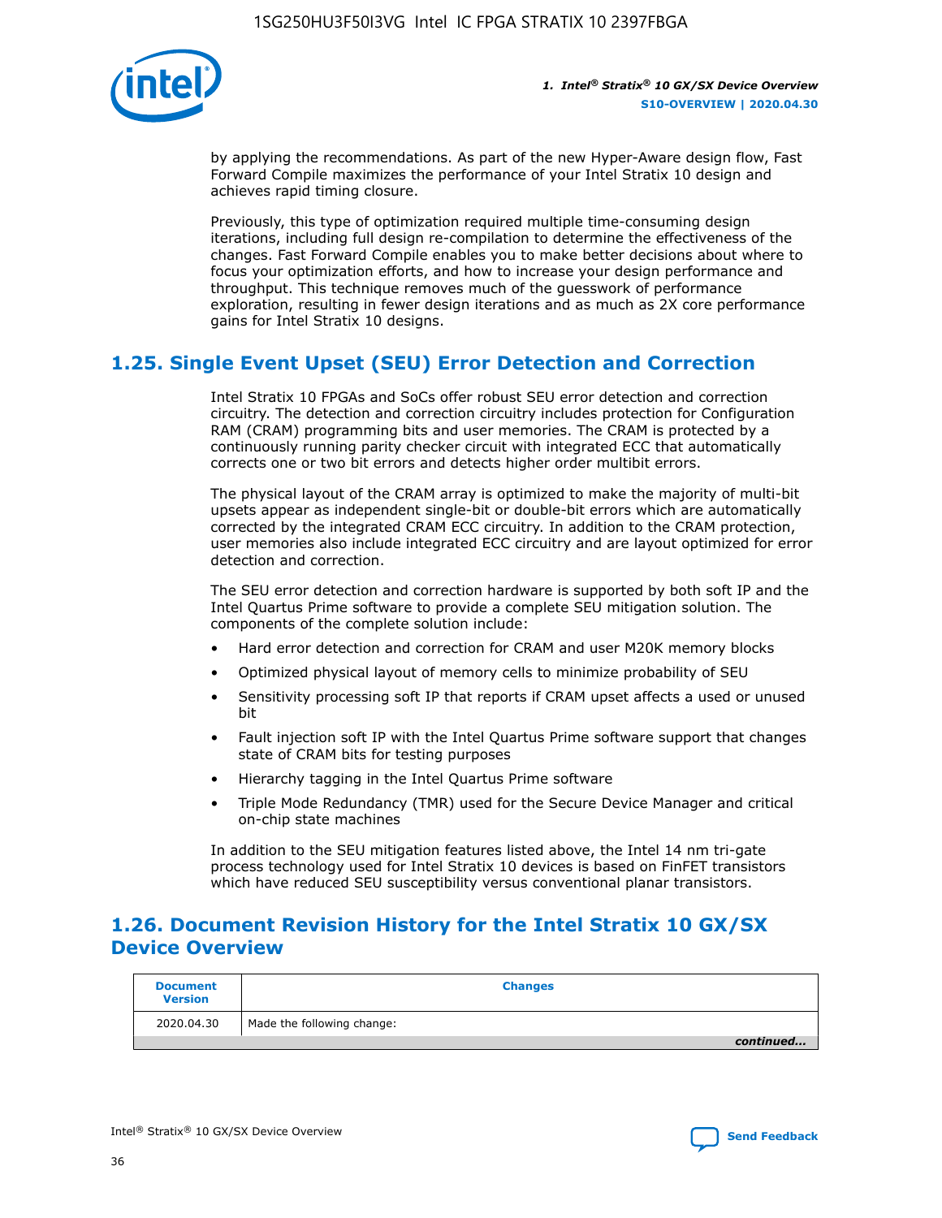by applying the recommendations. As part of the new Hyper-Aware design flow, Fast Forward Compile maximizes the performance of your Intel Stratix 10 design and achieves rapid timing closure.

Previously, this type of optimization required multiple time-consuming design iterations, including full design re-compilation to determine the effectiveness of the changes. Fast Forward Compile enables you to make better decisions about where to focus your optimization efforts, and how to increase your design performance and throughput. This technique removes much of the guesswork of performance exploration, resulting in fewer design iterations and as much as 2X core performance gains for Intel Stratix 10 designs.

## 1.25. Single Event Upset (SEU) Error Detection and Correction

Intel Stratix 10 FPGAs and SoCs offer robust SEU error detection and correction circuitry. The detection and correction circuitry includes protection for Configuration RAM (CRAM) programming bits and user memories. The CRAM is protected by a continuously running parity checker circuit with integrated ECC that automatically corrects one or two bit errors and detects higher order multibit errors.

The physical layout of the CRAM array is optimized to make the majority of multi-bit upsets appear as independent single-bit or double-bit errors which are automatically corrected by the integrated CRAM ECC circuitry. In addition to the CRAM protection, user memories also include integrated ECC circuitry and are layout optimized for error detection and correction.

The SEU error detection and correction hardware is supported by both soft IP and the Intel Quartus Prime software to provide a complete SEU mitigation solution. The components of the complete solution include:

- Hard error detection and correction for CRAM and user M20K memory blocks
- Optimized physical layout of memory cells to minimize probability of SEU
- Sensitivity processing soft IP that reports if CRAM upset affects a used or unused bit
- Fault injection soft IP with the Intel Quartus Prime software support that changes state of CRAM bits for testing purposes
- Hierarchy tagging in the Intel Quartus Prime software
- Triple Mode Redundancy (TMR) used for the Secure Device Manager and critical on-chip state machines

In addition to the SEU mitigation features listed above, the Intel 14 nm tri-gate process technology used for Intel Stratix 10 devices is based on FinFET transistors which have reduced SEU susceptibility versus conventional planar transistors.

## 1.26. Document Revision History for the Intel Stratix 10 GX/SX Device Overview

| Document Version | Changes |
|---|---|
| 2020.04.30 | Made the following change: |

*continued...*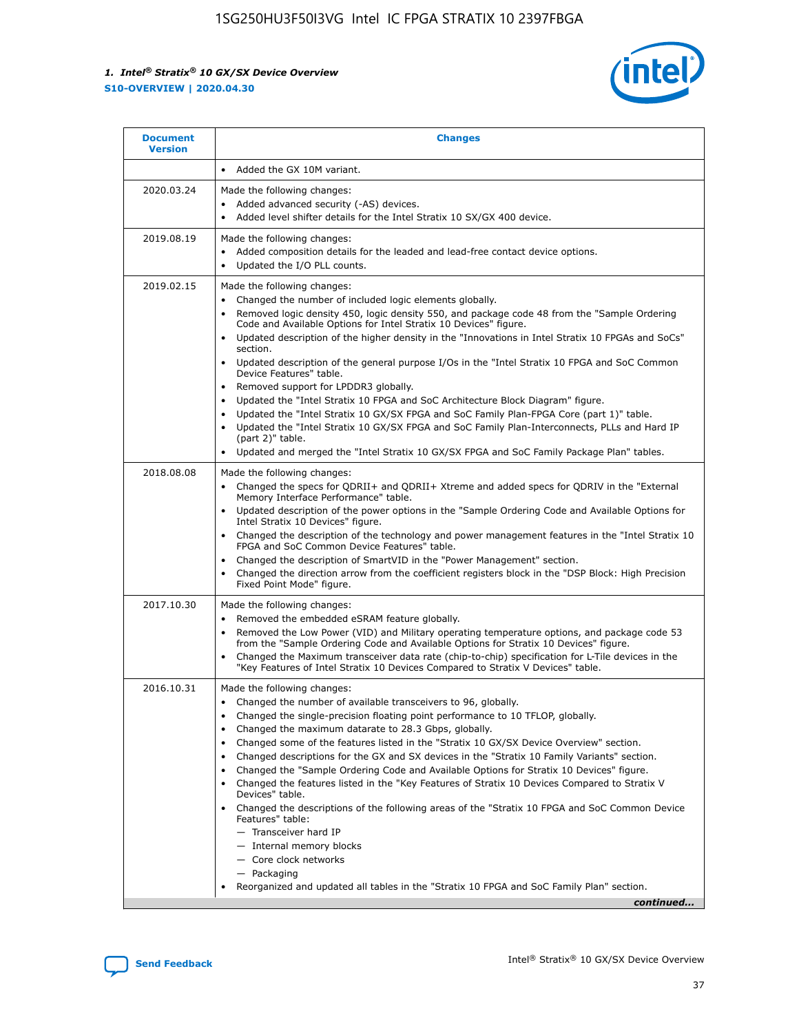| Document Version | Changes |
| --- | --- |
|  | • Added the GX 10M variant. |
| 2020.03.24 | Made the following changes:<br>• Added advanced security (-AS) devices.<br>• Added level shifter details for the Intel Stratix 10 SX/GX 400 device. |
| 2019.08.19 | Made the following changes:<br>• Added composition details for the leaded and lead-free contact device options.<br>• Updated the I/O PLL counts. |
| 2019.02.15 | Made the following changes:<br>• Changed the number of included logic elements globally.<br>• Removed logic density 450, logic density 550, and package code 48 from the "Sample Ordering Code and Available Options for Intel Stratix 10 Devices" figure.<br>• Updated description of the higher density in the "Innovations in Intel Stratix 10 FPGAs and SoCs" section.<br>• Updated description of the general purpose I/Os in the "Intel Stratix 10 FPGA and SoC Common Device Features" table.<br>• Removed support for LPDDR3 globally.<br>• Updated the "Intel Stratix 10 FPGA and SoC Architecture Block Diagram" figure.<br>• Updated the "Intel Stratix 10 GX/SX FPGA and SoC Family Plan-FPGA Core (part 1)" table.<br>• Updated the "Intel Stratix 10 GX/SX FPGA and SoC Family Plan-Interconnects, PLLs and Hard IP (part 2)" table.<br>• Updated and merged the "Intel Stratix 10 GX/SX FPGA and SoC Family Package Plan" tables. |
| 2018.08.08 | Made the following changes:<br>• Changed the specs for QDRII+ and QDRII+ Xtreme and added specs for QDRIV in the "External Memory Interface Performance" table.<br>• Updated description of the power options in the "Sample Ordering Code and Available Options for Intel Stratix 10 Devices" figure.<br>• Changed the description of the technology and power management features in the "Intel Stratix 10 FPGA and SoC Common Device Features" table.<br>• Changed the description of SmartVID in the "Power Management" section.<br>• Changed the direction arrow from the coefficient registers block in the "DSP Block: High Precision Fixed Point Mode" figure. |
| 2017.10.30 | Made the following changes:<br>• Removed the embedded eSRAM feature globally.<br>• Removed the Low Power (VID) and Military operating temperature options, and package code 53 from the "Sample Ordering Code and Available Options for Stratix 10 Devices" figure.<br>• Changed the Maximum transceiver data rate (chip-to-chip) specification for L-Tile devices in the "Key Features of Intel Stratix 10 Devices Compared to Stratix V Devices" table. |
| 2016.10.31 | Made the following changes:<br>• Changed the number of available transceivers to 96, globally.<br>• Changed the single-precision floating point performance to 10 TFLOP, globally.<br>• Changed the maximum datarate to 28.3 Gbps, globally.<br>• Changed some of the features listed in the "Stratix 10 GX/SX Device Overview" section.<br>• Changed descriptions for the GX and SX devices in the "Stratix 10 Family Variants" section.<br>• Changed the "Sample Ordering Code and Available Options for Stratix 10 Devices" figure.<br>• Changed the features listed in the "Key Features of Stratix 10 Devices Compared to Stratix V Devices" table.<br>• Changed the descriptions of the following areas of the "Stratix 10 FPGA and SoC Common Device Features" table:<br>— Transceiver hard IP<br>— Internal memory blocks<br>— Core clock networks<br>— Packaging<br>• Reorganized and updated all tables in the "Stratix 10 FPGA and SoC Family Plan" section. |

*continued...*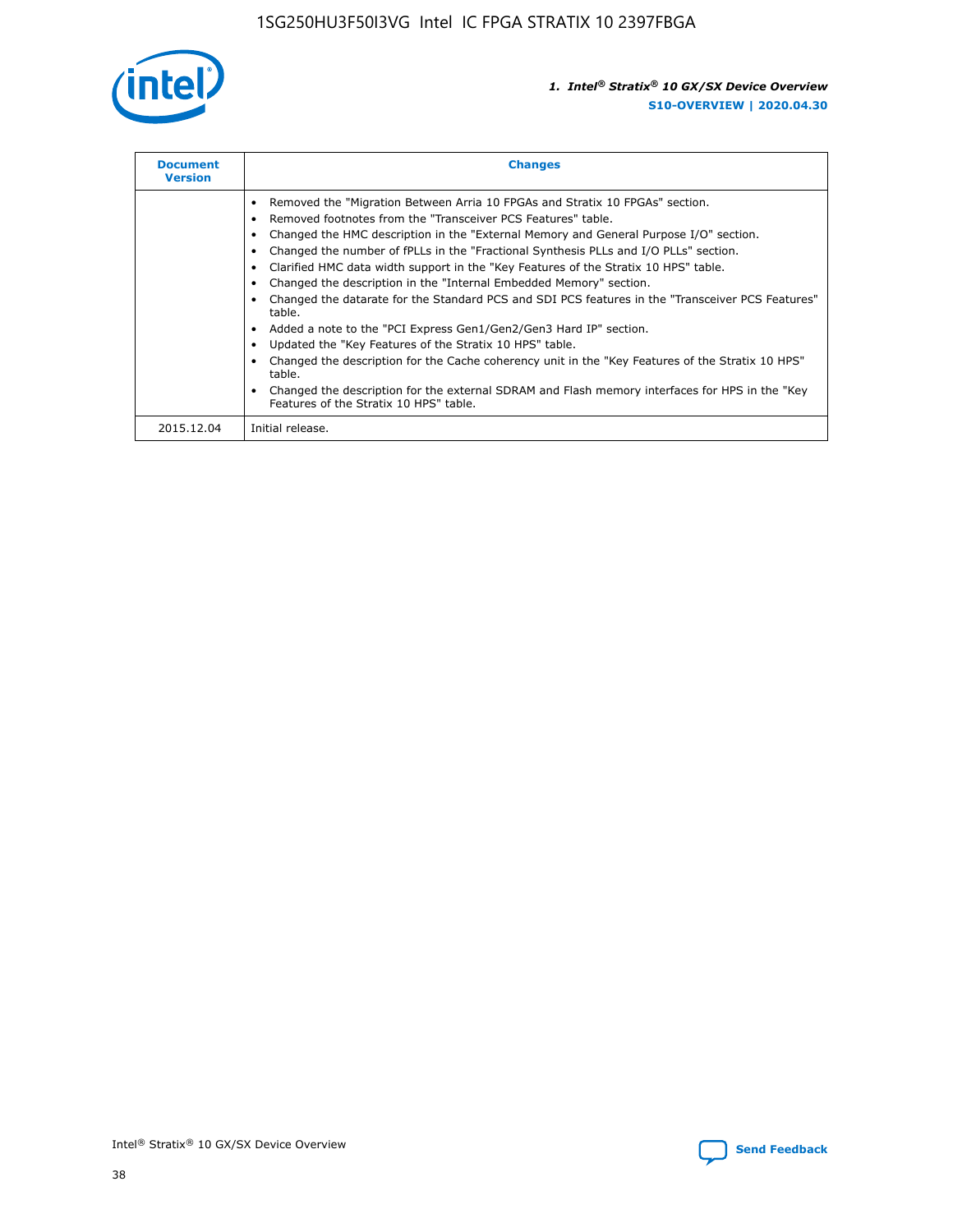| Document Version | Changes |
|---|---|
| | • Removed the "Migration Between Arria 10 FPGAs and Stratix 10 FPGAs" section.<br>• Removed footnotes from the "Transceiver PCS Features" table.<br>• Changed the HMC description in the "External Memory and General Purpose I/O" section.<br>• Changed the number of fPLLs in the "Fractional Synthesis PLLs and I/O PLLs" section.<br>• Clarified HMC data width support in the "Key Features of the Stratix 10 HPS" table.<br>• Changed the description in the "Internal Embedded Memory" section.<br>• Changed the datarate for the Standard PCS and SDI PCS features in the "Transceiver PCS Features" table.<br>• Added a note to the "PCI Express Gen1/Gen2/Gen3 Hard IP" section.<br>• Updated the "Key Features of the Stratix 10 HPS" table.<br>• Changed the description for the Cache coherency unit in the "Key Features of the Stratix 10 HPS" table.<br>• Changed the description for the external SDRAM and Flash memory interfaces for HPS in the "Key Features of the Stratix 10 HPS" table. |
| 2015.12.04 | Initial release. |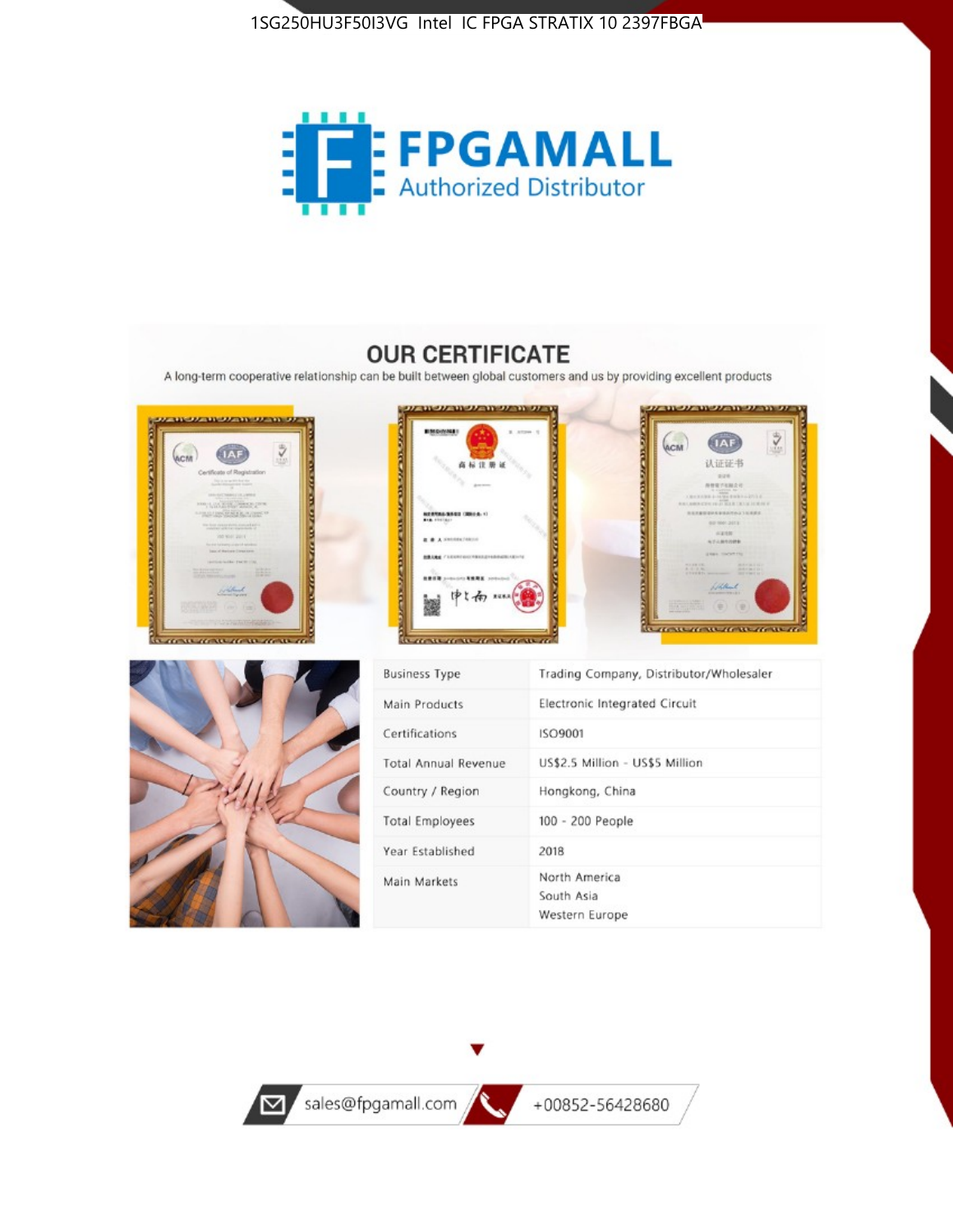FPGAMALL
Authorized Distributor

## OUR CERTIFICATE

A long-term cooperative relationship can be built between global customers and us by providing excellent products

| | |
|---|---|
| Business Type | Trading Company, Distributor/Wholesaler |
| Main Products | Electronic Integrated Circuit |
| Certifications | ISO9001 |
| Total Annual Revenue | US$2.5 Million - US$5 Million |
| Country / Region | Hongkong, China |
| Total Employees | 100 - 200 People |
| Year Established | 2018 |
| Main Markets | North America<br>South Asia<br>Western Europe |

sales@fpgamall.com

+00852-56428680